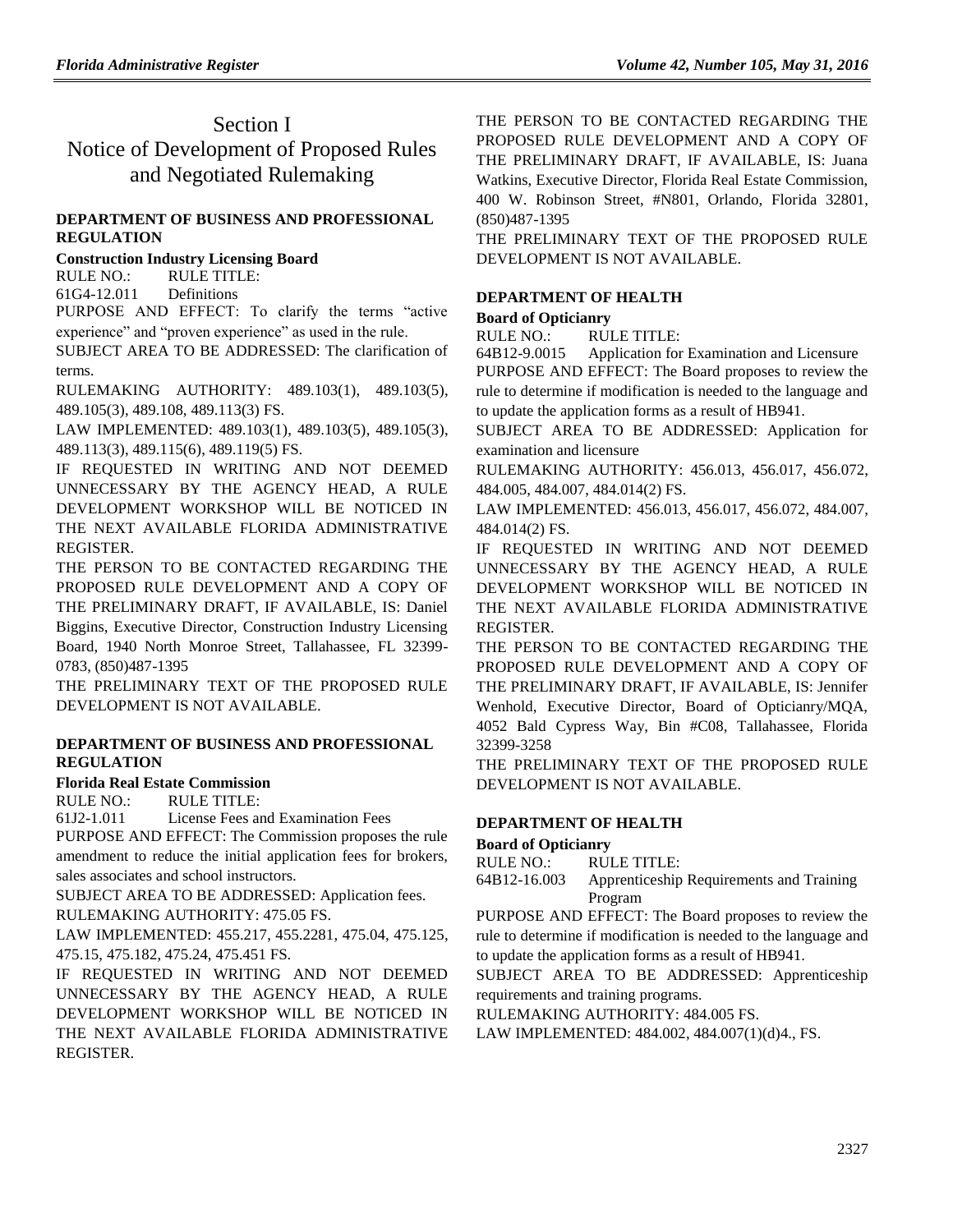# Section I
# Notice of Development of Proposed Rules and Negotiated Rulemaking

### DEPARTMENT OF BUSINESS AND PROFESSIONAL REGULATION

**Construction Industry Licensing Board**

RULE NO.: RULE TITLE:

61G4-12.011 Definitions

PURPOSE AND EFFECT: To clarify the terms "active experience" and "proven experience" as used in the rule.

SUBJECT AREA TO BE ADDRESSED: The clarification of terms.

RULEMAKING AUTHORITY: 489.103(1), 489.103(5), 489.105(3), 489.108, 489.113(3) FS.

LAW IMPLEMENTED: 489.103(1), 489.103(5), 489.105(3), 489.113(3), 489.115(6), 489.119(5) FS.

IF REQUESTED IN WRITING AND NOT DEEMED UNNECESSARY BY THE AGENCY HEAD, A RULE DEVELOPMENT WORKSHOP WILL BE NOTICED IN THE NEXT AVAILABLE FLORIDA ADMINISTRATIVE REGISTER.

THE PERSON TO BE CONTACTED REGARDING THE PROPOSED RULE DEVELOPMENT AND A COPY OF THE PRELIMINARY DRAFT, IF AVAILABLE, IS: Daniel Biggins, Executive Director, Construction Industry Licensing Board, 1940 North Monroe Street, Tallahassee, FL 32399-0783, (850)487-1395

THE PRELIMINARY TEXT OF THE PROPOSED RULE DEVELOPMENT IS NOT AVAILABLE.

### DEPARTMENT OF BUSINESS AND PROFESSIONAL REGULATION

**Florida Real Estate Commission**

RULE NO.: RULE TITLE:

61J2-1.011 License Fees and Examination Fees

PURPOSE AND EFFECT: The Commission proposes the rule amendment to reduce the initial application fees for brokers, sales associates and school instructors.

SUBJECT AREA TO BE ADDRESSED: Application fees.

RULEMAKING AUTHORITY: 475.05 FS.

LAW IMPLEMENTED: 455.217, 455.2281, 475.04, 475.125, 475.15, 475.182, 475.24, 475.451 FS.

IF REQUESTED IN WRITING AND NOT DEEMED UNNECESSARY BY THE AGENCY HEAD, A RULE DEVELOPMENT WORKSHOP WILL BE NOTICED IN THE NEXT AVAILABLE FLORIDA ADMINISTRATIVE REGISTER.

THE PERSON TO BE CONTACTED REGARDING THE PROPOSED RULE DEVELOPMENT AND A COPY OF THE PRELIMINARY DRAFT, IF AVAILABLE, IS: Juana Watkins, Executive Director, Florida Real Estate Commission, 400 W. Robinson Street, #N801, Orlando, Florida 32801, (850)487-1395

THE PRELIMINARY TEXT OF THE PROPOSED RULE DEVELOPMENT IS NOT AVAILABLE.

### DEPARTMENT OF HEALTH

**Board of Opticianry**

RULE NO.: RULE TITLE:

64B12-9.0015 Application for Examination and Licensure

PURPOSE AND EFFECT: The Board proposes to review the rule to determine if modification is needed to the language and to update the application forms as a result of HB941.

SUBJECT AREA TO BE ADDRESSED: Application for examination and licensure

RULEMAKING AUTHORITY: 456.013, 456.017, 456.072, 484.005, 484.007, 484.014(2) FS.

LAW IMPLEMENTED: 456.013, 456.017, 456.072, 484.007, 484.014(2) FS.

IF REQUESTED IN WRITING AND NOT DEEMED UNNECESSARY BY THE AGENCY HEAD, A RULE DEVELOPMENT WORKSHOP WILL BE NOTICED IN THE NEXT AVAILABLE FLORIDA ADMINISTRATIVE REGISTER.

THE PERSON TO BE CONTACTED REGARDING THE PROPOSED RULE DEVELOPMENT AND A COPY OF THE PRELIMINARY DRAFT, IF AVAILABLE, IS: Jennifer Wenhold, Executive Director, Board of Opticianry/MQA, 4052 Bald Cypress Way, Bin #C08, Tallahassee, Florida 32399-3258

THE PRELIMINARY TEXT OF THE PROPOSED RULE DEVELOPMENT IS NOT AVAILABLE.

### DEPARTMENT OF HEALTH

**Board of Opticianry**

RULE NO.: RULE TITLE:

64B12-16.003 Apprenticeship Requirements and Training Program

PURPOSE AND EFFECT: The Board proposes to review the rule to determine if modification is needed to the language and to update the application forms as a result of HB941.

SUBJECT AREA TO BE ADDRESSED: Apprenticeship requirements and training programs.

RULEMAKING AUTHORITY: 484.005 FS.

LAW IMPLEMENTED: 484.002, 484.007(1)(d)4., FS.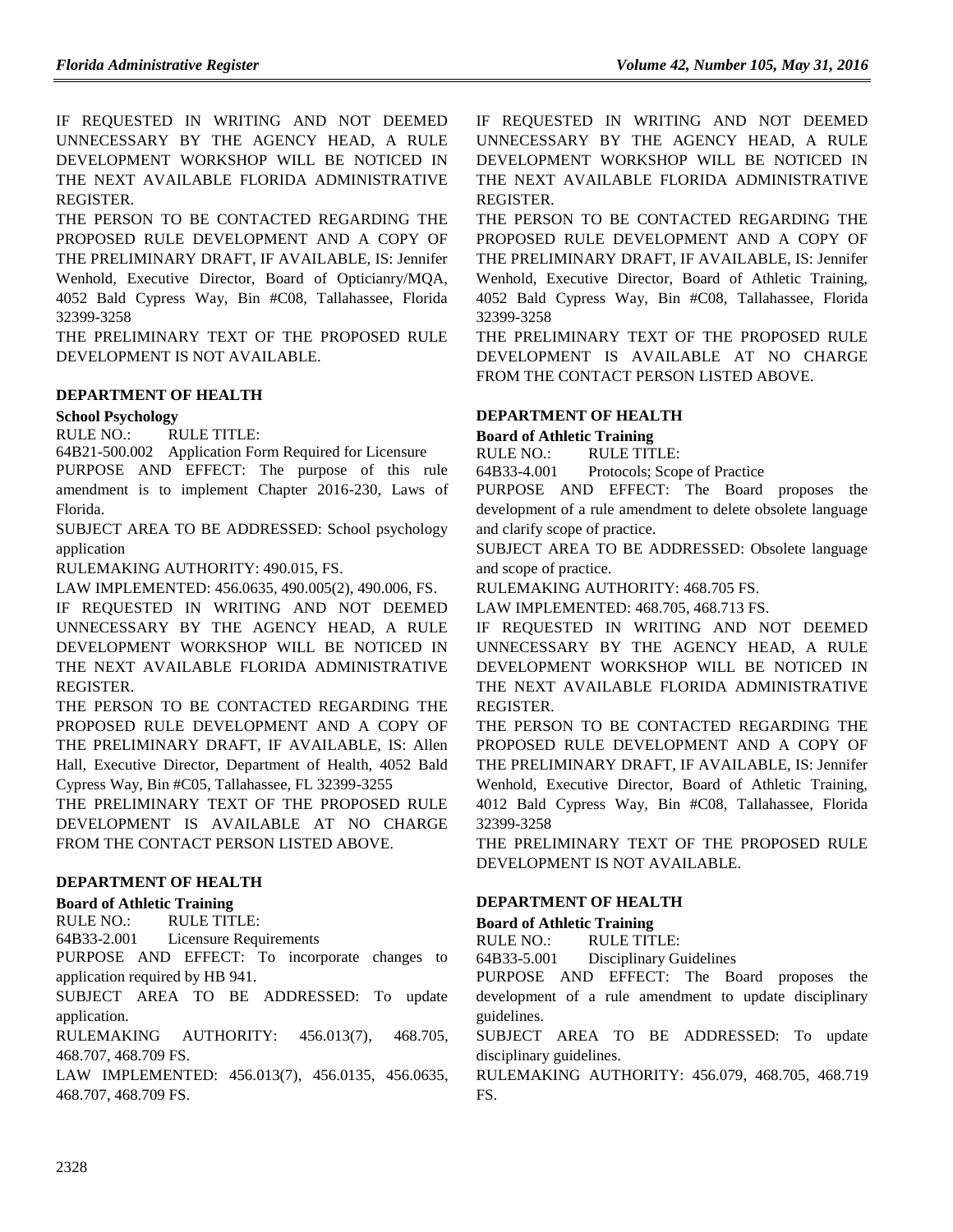IF REQUESTED IN WRITING AND NOT DEEMED UNNECESSARY BY THE AGENCY HEAD, A RULE DEVELOPMENT WORKSHOP WILL BE NOTICED IN THE NEXT AVAILABLE FLORIDA ADMINISTRATIVE REGISTER.

THE PERSON TO BE CONTACTED REGARDING THE PROPOSED RULE DEVELOPMENT AND A COPY OF THE PRELIMINARY DRAFT, IF AVAILABLE, IS: Jennifer Wenhold, Executive Director, Board of Opticianry/MQA, 4052 Bald Cypress Way, Bin #C08, Tallahassee, Florida 32399-3258

THE PRELIMINARY TEXT OF THE PROPOSED RULE DEVELOPMENT IS NOT AVAILABLE.

### DEPARTMENT OF HEALTH

**School Psychology**

RULE NO.: RULE TITLE:

64B21-500.002 Application Form Required for Licensure

PURPOSE AND EFFECT: The purpose of this rule amendment is to implement Chapter 2016-230, Laws of Florida.

SUBJECT AREA TO BE ADDRESSED: School psychology application

RULEMAKING AUTHORITY: 490.015, FS.

LAW IMPLEMENTED: 456.0635, 490.005(2), 490.006, FS.

IF REQUESTED IN WRITING AND NOT DEEMED UNNECESSARY BY THE AGENCY HEAD, A RULE DEVELOPMENT WORKSHOP WILL BE NOTICED IN THE NEXT AVAILABLE FLORIDA ADMINISTRATIVE REGISTER.

THE PERSON TO BE CONTACTED REGARDING THE PROPOSED RULE DEVELOPMENT AND A COPY OF THE PRELIMINARY DRAFT, IF AVAILABLE, IS: Allen Hall, Executive Director, Department of Health, 4052 Bald Cypress Way, Bin #C05, Tallahassee, FL 32399-3255

THE PRELIMINARY TEXT OF THE PROPOSED RULE DEVELOPMENT IS AVAILABLE AT NO CHARGE FROM THE CONTACT PERSON LISTED ABOVE.

### DEPARTMENT OF HEALTH

**Board of Athletic Training**

RULE NO.: RULE TITLE:

64B33-2.001 Licensure Requirements

PURPOSE AND EFFECT: To incorporate changes to application required by HB 941.

SUBJECT AREA TO BE ADDRESSED: To update application.

RULEMAKING AUTHORITY: 456.013(7), 468.705, 468.707, 468.709 FS.

LAW IMPLEMENTED: 456.013(7), 456.0135, 456.0635, 468.707, 468.709 FS.

IF REQUESTED IN WRITING AND NOT DEEMED UNNECESSARY BY THE AGENCY HEAD, A RULE DEVELOPMENT WORKSHOP WILL BE NOTICED IN THE NEXT AVAILABLE FLORIDA ADMINISTRATIVE REGISTER.

THE PERSON TO BE CONTACTED REGARDING THE PROPOSED RULE DEVELOPMENT AND A COPY OF THE PRELIMINARY DRAFT, IF AVAILABLE, IS: Jennifer Wenhold, Executive Director, Board of Athletic Training, 4052 Bald Cypress Way, Bin #C08, Tallahassee, Florida 32399-3258

THE PRELIMINARY TEXT OF THE PROPOSED RULE DEVELOPMENT IS AVAILABLE AT NO CHARGE FROM THE CONTACT PERSON LISTED ABOVE.

### DEPARTMENT OF HEALTH

**Board of Athletic Training**

RULE NO.: RULE TITLE:

64B33-4.001 Protocols; Scope of Practice

PURPOSE AND EFFECT: The Board proposes the development of a rule amendment to delete obsolete language and clarify scope of practice.

SUBJECT AREA TO BE ADDRESSED: Obsolete language and scope of practice.

RULEMAKING AUTHORITY: 468.705 FS.

LAW IMPLEMENTED: 468.705, 468.713 FS.

IF REQUESTED IN WRITING AND NOT DEEMED UNNECESSARY BY THE AGENCY HEAD, A RULE DEVELOPMENT WORKSHOP WILL BE NOTICED IN THE NEXT AVAILABLE FLORIDA ADMINISTRATIVE REGISTER.

THE PERSON TO BE CONTACTED REGARDING THE PROPOSED RULE DEVELOPMENT AND A COPY OF THE PRELIMINARY DRAFT, IF AVAILABLE, IS: Jennifer Wenhold, Executive Director, Board of Athletic Training, 4012 Bald Cypress Way, Bin #C08, Tallahassee, Florida 32399-3258

THE PRELIMINARY TEXT OF THE PROPOSED RULE DEVELOPMENT IS NOT AVAILABLE.

### DEPARTMENT OF HEALTH

**Board of Athletic Training**

RULE NO.: RULE TITLE:

64B33-5.001 Disciplinary Guidelines

PURPOSE AND EFFECT: The Board proposes the development of a rule amendment to update disciplinary guidelines.

SUBJECT AREA TO BE ADDRESSED: To update disciplinary guidelines.

RULEMAKING AUTHORITY: 456.079, 468.705, 468.719 FS.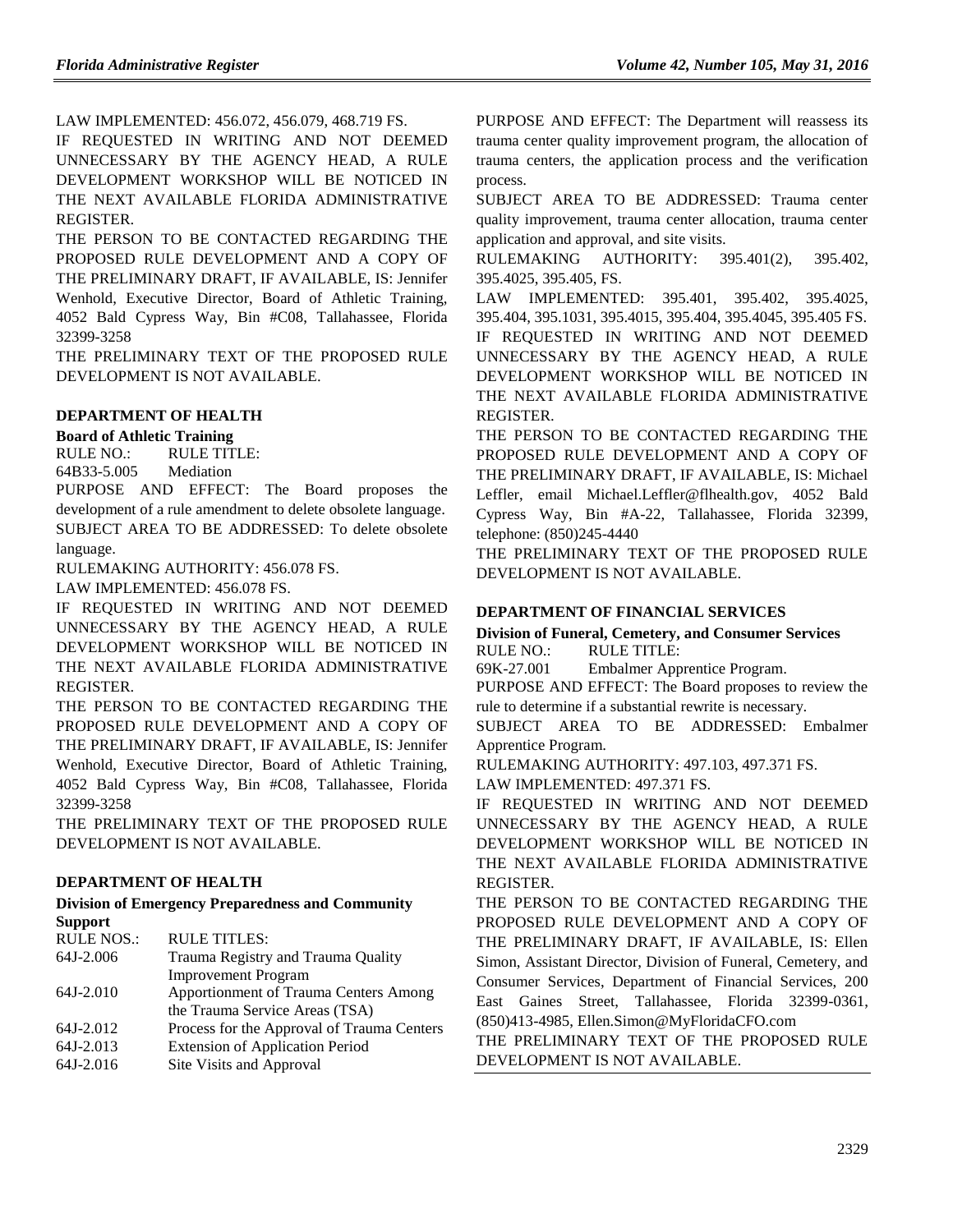LAW IMPLEMENTED: 456.072, 456.079, 468.719 FS.

IF REQUESTED IN WRITING AND NOT DEEMED UNNECESSARY BY THE AGENCY HEAD, A RULE DEVELOPMENT WORKSHOP WILL BE NOTICED IN THE NEXT AVAILABLE FLORIDA ADMINISTRATIVE REGISTER.

THE PERSON TO BE CONTACTED REGARDING THE PROPOSED RULE DEVELOPMENT AND A COPY OF THE PRELIMINARY DRAFT, IF AVAILABLE, IS: Jennifer Wenhold, Executive Director, Board of Athletic Training, 4052 Bald Cypress Way, Bin #C08, Tallahassee, Florida 32399-3258

THE PRELIMINARY TEXT OF THE PROPOSED RULE DEVELOPMENT IS NOT AVAILABLE.

## DEPARTMENT OF HEALTH

### Board of Athletic Training

RULE NO.: RULE TITLE:

64B33-5.005 Mediation

PURPOSE AND EFFECT: The Board proposes the development of a rule amendment to delete obsolete language.

SUBJECT AREA TO BE ADDRESSED: To delete obsolete language.

RULEMAKING AUTHORITY: 456.078 FS.

LAW IMPLEMENTED: 456.078 FS.

IF REQUESTED IN WRITING AND NOT DEEMED UNNECESSARY BY THE AGENCY HEAD, A RULE DEVELOPMENT WORKSHOP WILL BE NOTICED IN THE NEXT AVAILABLE FLORIDA ADMINISTRATIVE REGISTER.

THE PERSON TO BE CONTACTED REGARDING THE PROPOSED RULE DEVELOPMENT AND A COPY OF THE PRELIMINARY DRAFT, IF AVAILABLE, IS: Jennifer Wenhold, Executive Director, Board of Athletic Training, 4052 Bald Cypress Way, Bin #C08, Tallahassee, Florida 32399-3258

THE PRELIMINARY TEXT OF THE PROPOSED RULE DEVELOPMENT IS NOT AVAILABLE.

## DEPARTMENT OF HEALTH

### Division of Emergency Preparedness and Community Support

| RULE NOS.: | RULE TITLES: |
|---|---|
| 64J-2.006 | Trauma Registry and Trauma Quality Improvement Program |
| 64J-2.010 | Apportionment of Trauma Centers Among the Trauma Service Areas (TSA) |
| 64J-2.012 | Process for the Approval of Trauma Centers |
| 64J-2.013 | Extension of Application Period |
| 64J-2.016 | Site Visits and Approval |

PURPOSE AND EFFECT: The Department will reassess its trauma center quality improvement program, the allocation of trauma centers, the application process and the verification process.

SUBJECT AREA TO BE ADDRESSED: Trauma center quality improvement, trauma center allocation, trauma center application and approval, and site visits.

RULEMAKING AUTHORITY: 395.401(2), 395.402, 395.4025, 395.405, FS.

LAW IMPLEMENTED: 395.401, 395.402, 395.4025, 395.404, 395.1031, 395.4015, 395.404, 395.4045, 395.405 FS.

IF REQUESTED IN WRITING AND NOT DEEMED UNNECESSARY BY THE AGENCY HEAD, A RULE DEVELOPMENT WORKSHOP WILL BE NOTICED IN THE NEXT AVAILABLE FLORIDA ADMINISTRATIVE REGISTER.

THE PERSON TO BE CONTACTED REGARDING THE PROPOSED RULE DEVELOPMENT AND A COPY OF THE PRELIMINARY DRAFT, IF AVAILABLE, IS: Michael Leffler, email Michael.Leffler@flhealth.gov, 4052 Bald Cypress Way, Bin #A-22, Tallahassee, Florida 32399, telephone: (850)245-4440

THE PRELIMINARY TEXT OF THE PROPOSED RULE DEVELOPMENT IS NOT AVAILABLE.

## DEPARTMENT OF FINANCIAL SERVICES

### Division of Funeral, Cemetery, and Consumer Services

RULE NO.: RULE TITLE:

69K-27.001 Embalmer Apprentice Program.

PURPOSE AND EFFECT: The Board proposes to review the rule to determine if a substantial rewrite is necessary.

SUBJECT AREA TO BE ADDRESSED: Embalmer Apprentice Program.

RULEMAKING AUTHORITY: 497.103, 497.371 FS.

LAW IMPLEMENTED: 497.371 FS.

IF REQUESTED IN WRITING AND NOT DEEMED UNNECESSARY BY THE AGENCY HEAD, A RULE DEVELOPMENT WORKSHOP WILL BE NOTICED IN THE NEXT AVAILABLE FLORIDA ADMINISTRATIVE REGISTER.

THE PERSON TO BE CONTACTED REGARDING THE PROPOSED RULE DEVELOPMENT AND A COPY OF THE PRELIMINARY DRAFT, IF AVAILABLE, IS: Ellen Simon, Assistant Director, Division of Funeral, Cemetery, and Consumer Services, Department of Financial Services, 200 East Gaines Street, Tallahassee, Florida 32399-0361, (850)413-4985, Ellen.Simon@MyFloridaCFO.com

THE PRELIMINARY TEXT OF THE PROPOSED RULE DEVELOPMENT IS NOT AVAILABLE.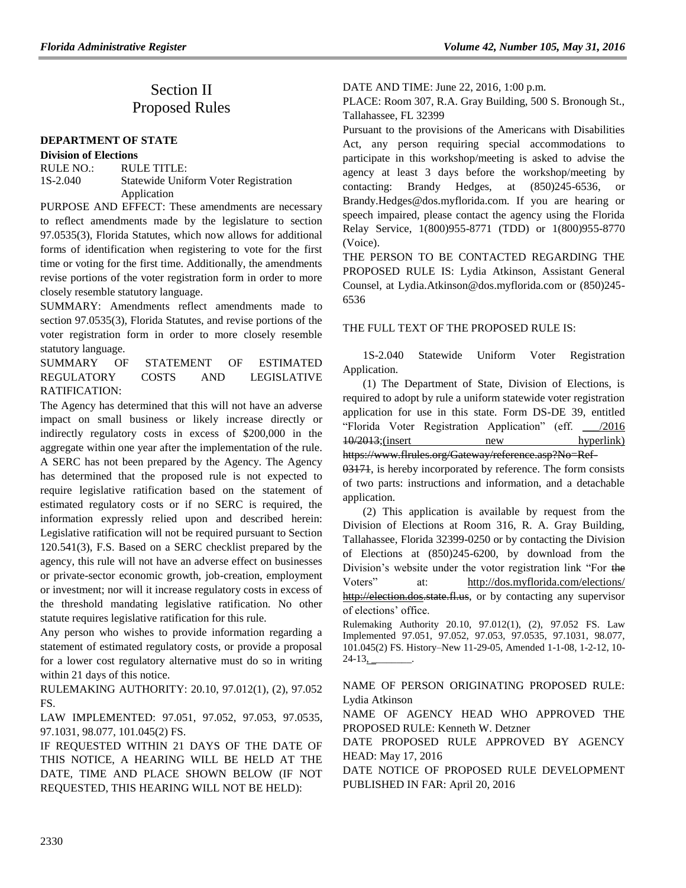# Section II
# Proposed Rules

## DEPARTMENT OF STATE

### Division of Elections

RULE NO.: RULE TITLE:

1S-2.040 Statewide Uniform Voter Registration Application

PURPOSE AND EFFECT: These amendments are necessary to reflect amendments made by the legislature to section 97.0535(3), Florida Statutes, which now allows for additional forms of identification when registering to vote for the first time or voting for the first time. Additionally, the amendments revise portions of the voter registration form in order to more closely resemble statutory language.

SUMMARY: Amendments reflect amendments made to section 97.0535(3), Florida Statutes, and revise portions of the voter registration form in order to more closely resemble statutory language.

SUMMARY OF STATEMENT OF ESTIMATED REGULATORY COSTS AND LEGISLATIVE RATIFICATION:

The Agency has determined that this will not have an adverse impact on small business or likely increase directly or indirectly regulatory costs in excess of $200,000 in the aggregate within one year after the implementation of the rule. A SERC has not been prepared by the Agency. The Agency has determined that the proposed rule is not expected to require legislative ratification based on the statement of estimated regulatory costs or if no SERC is required, the information expressly relied upon and described herein: Legislative ratification will not be required pursuant to Section 120.541(3), F.S. Based on a SERC checklist prepared by the agency, this rule will not have an adverse effect on businesses or private-sector economic growth, job-creation, employment or investment; nor will it increase regulatory costs in excess of the threshold mandating legislative ratification. No other statute requires legislative ratification for this rule.

Any person who wishes to provide information regarding a statement of estimated regulatory costs, or provide a proposal for a lower cost regulatory alternative must do so in writing within 21 days of this notice.

RULEMAKING AUTHORITY: 20.10, 97.012(1), (2), 97.052 FS.

LAW IMPLEMENTED: 97.051, 97.052, 97.053, 97.0535, 97.1031, 98.077, 101.045(2) FS.

IF REQUESTED WITHIN 21 DAYS OF THE DATE OF THIS NOTICE, A HEARING WILL BE HELD AT THE DATE, TIME AND PLACE SHOWN BELOW (IF NOT REQUESTED, THIS HEARING WILL NOT BE HELD):

DATE AND TIME: June 22, 2016, 1:00 p.m.

PLACE: Room 307, R.A. Gray Building, 500 S. Bronough St., Tallahassee, FL 32399

Pursuant to the provisions of the Americans with Disabilities Act, any person requiring special accommodations to participate in this workshop/meeting is asked to advise the agency at least 3 days before the workshop/meeting by contacting: Brandy Hedges, at (850)245-6536, or Brandy.Hedges@dos.myflorida.com. If you are hearing or speech impaired, please contact the agency using the Florida Relay Service, 1(800)955-8771 (TDD) or 1(800)955-8770 (Voice).

THE PERSON TO BE CONTACTED REGARDING THE PROPOSED RULE IS: Lydia Atkinson, Assistant General Counsel, at Lydia.Atkinson@dos.myflorida.com or (850)245-6536

THE FULL TEXT OF THE PROPOSED RULE IS:

1S-2.040 Statewide Uniform Voter Registration Application.

(1) The Department of State, Division of Elections, is required to adopt by rule a uniform statewide voter registration application for use in this state. Form DS-DE 39, entitled "Florida Voter Registration Application" (eff. ___/2016 ~~10/2013~~;(insert new hyperlink) ~~https://www.flrules.org/Gateway/reference.asp?No=Ref-03171~~, is hereby incorporated by reference. The form consists of two parts: instructions and information, and a detachable application.

(2) This application is available by request from the Division of Elections at Room 316, R. A. Gray Building, Tallahassee, Florida 32399-0250 or by contacting the Division of Elections at (850)245-6200, by download from the Division's website under the votor registration link "For ~~the~~ Voters" at: http://dos.myflorida.com/elections/ ~~http://election.dos.state.fl.us~~, or by contacting any supervisor of elections' office.

Rulemaking Authority 20.10, 97.012(1), (2), 97.052 FS. Law Implemented 97.051, 97.052, 97.053, 97.0535, 97.1031, 98.077, 101.045(2) FS. History–New 11-29-05, Amended 1-1-08, 1-2-12, 10-24-13, ________.

NAME OF PERSON ORIGINATING PROPOSED RULE: Lydia Atkinson

NAME OF AGENCY HEAD WHO APPROVED THE PROPOSED RULE: Kenneth W. Detzner

DATE PROPOSED RULE APPROVED BY AGENCY HEAD: May 17, 2016

DATE NOTICE OF PROPOSED RULE DEVELOPMENT PUBLISHED IN FAR: April 20, 2016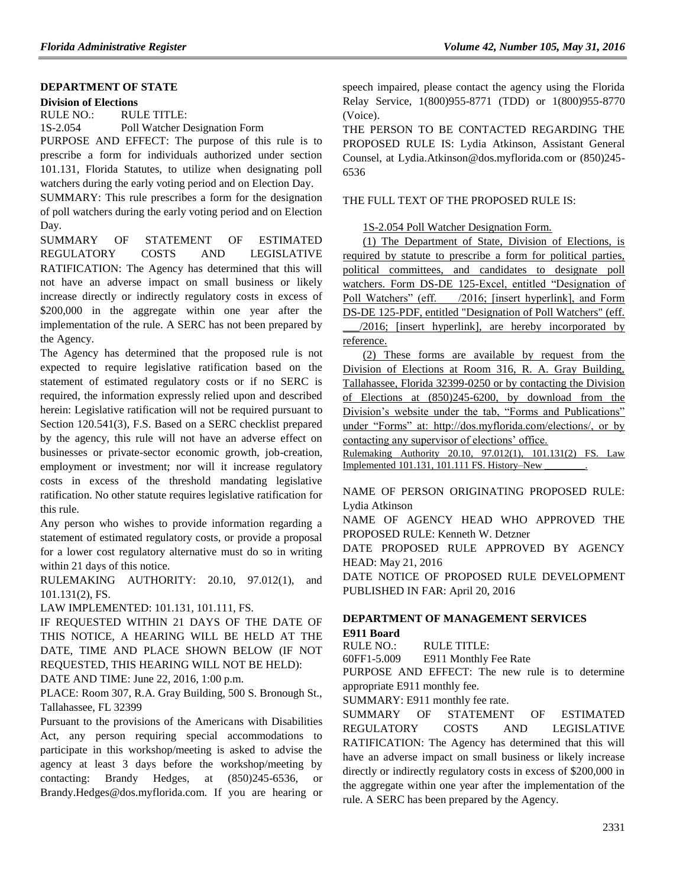## DEPARTMENT OF STATE

### Division of Elections

RULE NO.: RULE TITLE:

1S-2.054 Poll Watcher Designation Form

PURPOSE AND EFFECT: The purpose of this rule is to prescribe a form for individuals authorized under section 101.131, Florida Statutes, to utilize when designating poll watchers during the early voting period and on Election Day.

SUMMARY: This rule prescribes a form for the designation of poll watchers during the early voting period and on Election Day.

SUMMARY OF STATEMENT OF ESTIMATED REGULATORY COSTS AND LEGISLATIVE RATIFICATION: The Agency has determined that this will not have an adverse impact on small business or likely increase directly or indirectly regulatory costs in excess of $200,000 in the aggregate within one year after the implementation of the rule. A SERC has not been prepared by the Agency.

The Agency has determined that the proposed rule is not expected to require legislative ratification based on the statement of estimated regulatory costs or if no SERC is required, the information expressly relied upon and described herein: Legislative ratification will not be required pursuant to Section 120.541(3), F.S. Based on a SERC checklist prepared by the agency, this rule will not have an adverse effect on businesses or private-sector economic growth, job-creation, employment or investment; nor will it increase regulatory costs in excess of the threshold mandating legislative ratification. No other statute requires legislative ratification for this rule.

Any person who wishes to provide information regarding a statement of estimated regulatory costs, or provide a proposal for a lower cost regulatory alternative must do so in writing within 21 days of this notice.

RULEMAKING AUTHORITY: 20.10, 97.012(1), and 101.131(2), FS.

LAW IMPLEMENTED: 101.131, 101.111, FS.

IF REQUESTED WITHIN 21 DAYS OF THE DATE OF THIS NOTICE, A HEARING WILL BE HELD AT THE DATE, TIME AND PLACE SHOWN BELOW (IF NOT REQUESTED, THIS HEARING WILL NOT BE HELD):

DATE AND TIME: June 22, 2016, 1:00 p.m.

PLACE: Room 307, R.A. Gray Building, 500 S. Bronough St., Tallahassee, FL 32399

Pursuant to the provisions of the Americans with Disabilities Act, any person requiring special accommodations to participate in this workshop/meeting is asked to advise the agency at least 3 days before the workshop/meeting by contacting: Brandy Hedges, at (850)245-6536, or Brandy.Hedges@dos.myflorida.com. If you are hearing or speech impaired, please contact the agency using the Florida Relay Service, 1(800)955-8771 (TDD) or 1(800)955-8770 (Voice).

THE PERSON TO BE CONTACTED REGARDING THE PROPOSED RULE IS: Lydia Atkinson, Assistant General Counsel, at Lydia.Atkinson@dos.myflorida.com or (850)245-6536

THE FULL TEXT OF THE PROPOSED RULE IS:

1S-2.054 Poll Watcher Designation Form.

(1) The Department of State, Division of Elections, is required by statute to prescribe a form for political parties, political committees, and candidates to designate poll watchers. Form DS-DE 125-Excel, entitled "Designation of Poll Watchers" (eff. /2016; [insert hyperlink], and Form DS-DE 125-PDF, entitled "Designation of Poll Watchers" (eff. ___/2016; [insert hyperlink], are hereby incorporated by reference.

(2) These forms are available by request from the Division of Elections at Room 316, R. A. Gray Building, Tallahassee, Florida 32399-0250 or by contacting the Division of Elections at (850)245-6200, by download from the Division's website under the tab, "Forms and Publications" under "Forms" at: http://dos.myflorida.com/elections/, or by contacting any supervisor of elections' office.

Rulemaking Authority 20.10, 97.012(1), 101.131(2) FS. Law Implemented 101.131, 101.111 FS. History–New ________.

NAME OF PERSON ORIGINATING PROPOSED RULE: Lydia Atkinson

NAME OF AGENCY HEAD WHO APPROVED THE PROPOSED RULE: Kenneth W. Detzner

DATE PROPOSED RULE APPROVED BY AGENCY HEAD: May 21, 2016

DATE NOTICE OF PROPOSED RULE DEVELOPMENT PUBLISHED IN FAR: April 20, 2016

## DEPARTMENT OF MANAGEMENT SERVICES

### E911 Board

RULE NO.: RULE TITLE:

60FF1-5.009 E911 Monthly Fee Rate

PURPOSE AND EFFECT: The new rule is to determine appropriate E911 monthly fee.

SUMMARY: E911 monthly fee rate.

SUMMARY OF STATEMENT OF ESTIMATED REGULATORY COSTS AND LEGISLATIVE RATIFICATION: The Agency has determined that this will have an adverse impact on small business or likely increase directly or indirectly regulatory costs in excess of $200,000 in the aggregate within one year after the implementation of the rule. A SERC has been prepared by the Agency.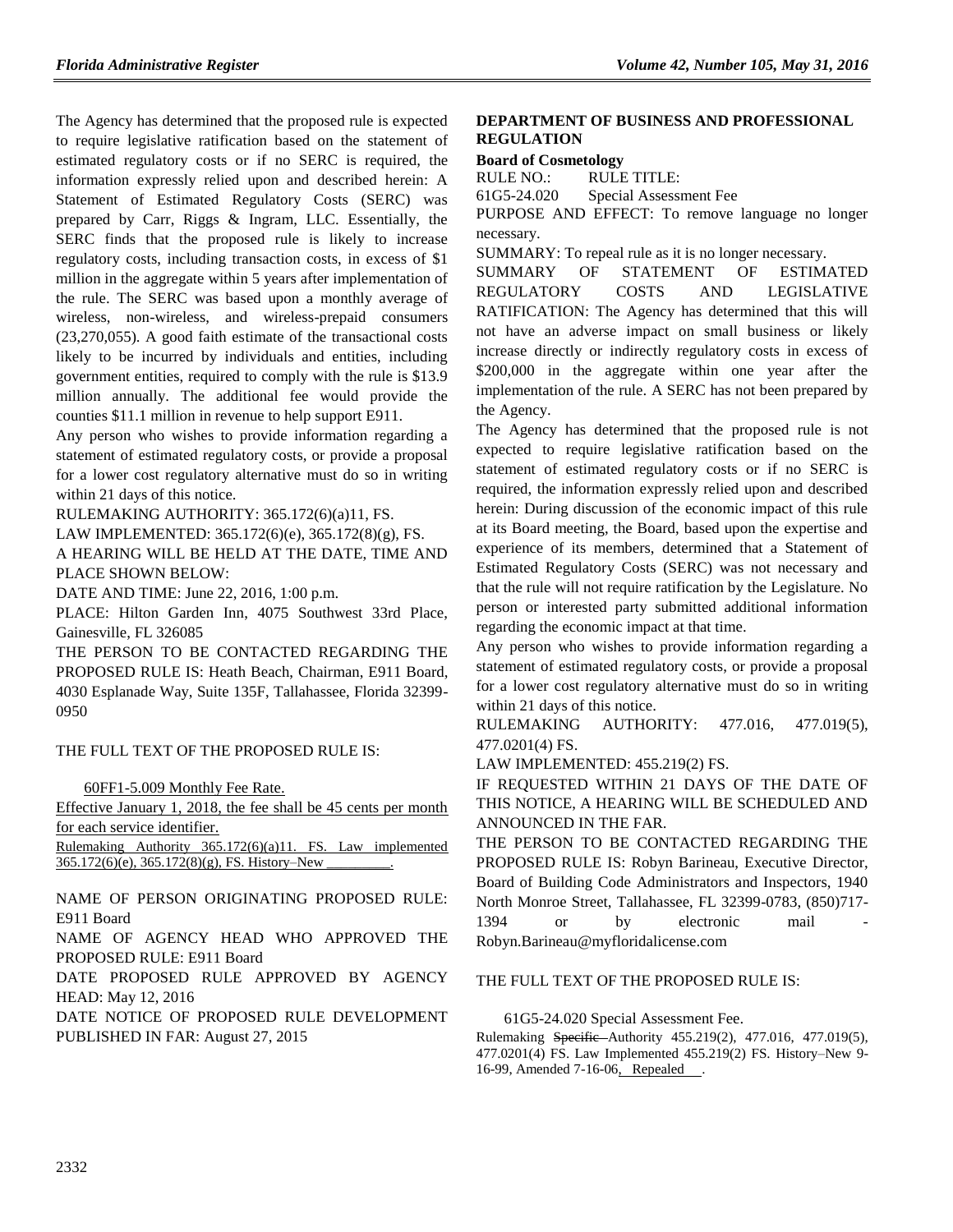The Agency has determined that the proposed rule is expected to require legislative ratification based on the statement of estimated regulatory costs or if no SERC is required, the information expressly relied upon and described herein: A Statement of Estimated Regulatory Costs (SERC) was prepared by Carr, Riggs & Ingram, LLC. Essentially, the SERC finds that the proposed rule is likely to increase regulatory costs, including transaction costs, in excess of $1 million in the aggregate within 5 years after implementation of the rule. The SERC was based upon a monthly average of wireless, non-wireless, and wireless-prepaid consumers (23,270,055). A good faith estimate of the transactional costs likely to be incurred by individuals and entities, including government entities, required to comply with the rule is $13.9 million annually. The additional fee would provide the counties $11.1 million in revenue to help support E911.

Any person who wishes to provide information regarding a statement of estimated regulatory costs, or provide a proposal for a lower cost regulatory alternative must do so in writing within 21 days of this notice.

RULEMAKING AUTHORITY: 365.172(6)(a)11, FS.

LAW IMPLEMENTED: 365.172(6)(e), 365.172(8)(g), FS.

A HEARING WILL BE HELD AT THE DATE, TIME AND PLACE SHOWN BELOW:

DATE AND TIME: June 22, 2016, 1:00 p.m.

PLACE: Hilton Garden Inn, 4075 Southwest 33rd Place, Gainesville, FL 326085

THE PERSON TO BE CONTACTED REGARDING THE PROPOSED RULE IS: Heath Beach, Chairman, E911 Board, 4030 Esplanade Way, Suite 135F, Tallahassee, Florida 32399-0950

THE FULL TEXT OF THE PROPOSED RULE IS:

60FF1-5.009 Monthly Fee Rate.

Effective January 1, 2018, the fee shall be 45 cents per month for each service identifier.

Rulemaking Authority 365.172(6)(a)11. FS. Law implemented 365.172(6)(e), 365.172(8)(g), FS. History–New ________.

NAME OF PERSON ORIGINATING PROPOSED RULE: E911 Board

NAME OF AGENCY HEAD WHO APPROVED THE PROPOSED RULE: E911 Board

DATE PROPOSED RULE APPROVED BY AGENCY HEAD: May 12, 2016

DATE NOTICE OF PROPOSED RULE DEVELOPMENT PUBLISHED IN FAR: August 27, 2015

## DEPARTMENT OF BUSINESS AND PROFESSIONAL REGULATION

### Board of Cosmetology

RULE NO.: RULE TITLE:

61G5-24.020 Special Assessment Fee

PURPOSE AND EFFECT: To remove language no longer necessary.

SUMMARY: To repeal rule as it is no longer necessary.

SUMMARY OF STATEMENT OF ESTIMATED REGULATORY COSTS AND LEGISLATIVE RATIFICATION: The Agency has determined that this will not have an adverse impact on small business or likely increase directly or indirectly regulatory costs in excess of $200,000 in the aggregate within one year after the implementation of the rule. A SERC has not been prepared by the Agency.

The Agency has determined that the proposed rule is not expected to require legislative ratification based on the statement of estimated regulatory costs or if no SERC is required, the information expressly relied upon and described herein: During discussion of the economic impact of this rule at its Board meeting, the Board, based upon the expertise and experience of its members, determined that a Statement of Estimated Regulatory Costs (SERC) was not necessary and that the rule will not require ratification by the Legislature. No person or interested party submitted additional information regarding the economic impact at that time.

Any person who wishes to provide information regarding a statement of estimated regulatory costs, or provide a proposal for a lower cost regulatory alternative must do so in writing within 21 days of this notice.

RULEMAKING AUTHORITY: 477.016, 477.019(5), 477.0201(4) FS.

LAW IMPLEMENTED: 455.219(2) FS.

IF REQUESTED WITHIN 21 DAYS OF THE DATE OF THIS NOTICE, A HEARING WILL BE SCHEDULED AND ANNOUNCED IN THE FAR.

THE PERSON TO BE CONTACTED REGARDING THE PROPOSED RULE IS: Robyn Barineau, Executive Director, Board of Building Code Administrators and Inspectors, 1940 North Monroe Street, Tallahassee, FL 32399-0783, (850)717-1394 or by electronic mail - Robyn.Barineau@myfloridalicense.com

THE FULL TEXT OF THE PROPOSED RULE IS:

61G5-24.020 Special Assessment Fee.

Rulemaking ~~Specific~~ Authority 455.219(2), 477.016, 477.019(5), 477.0201(4) FS. Law Implemented 455.219(2) FS. History–New 9-16-99, Amended 7-16-06, Repealed ___.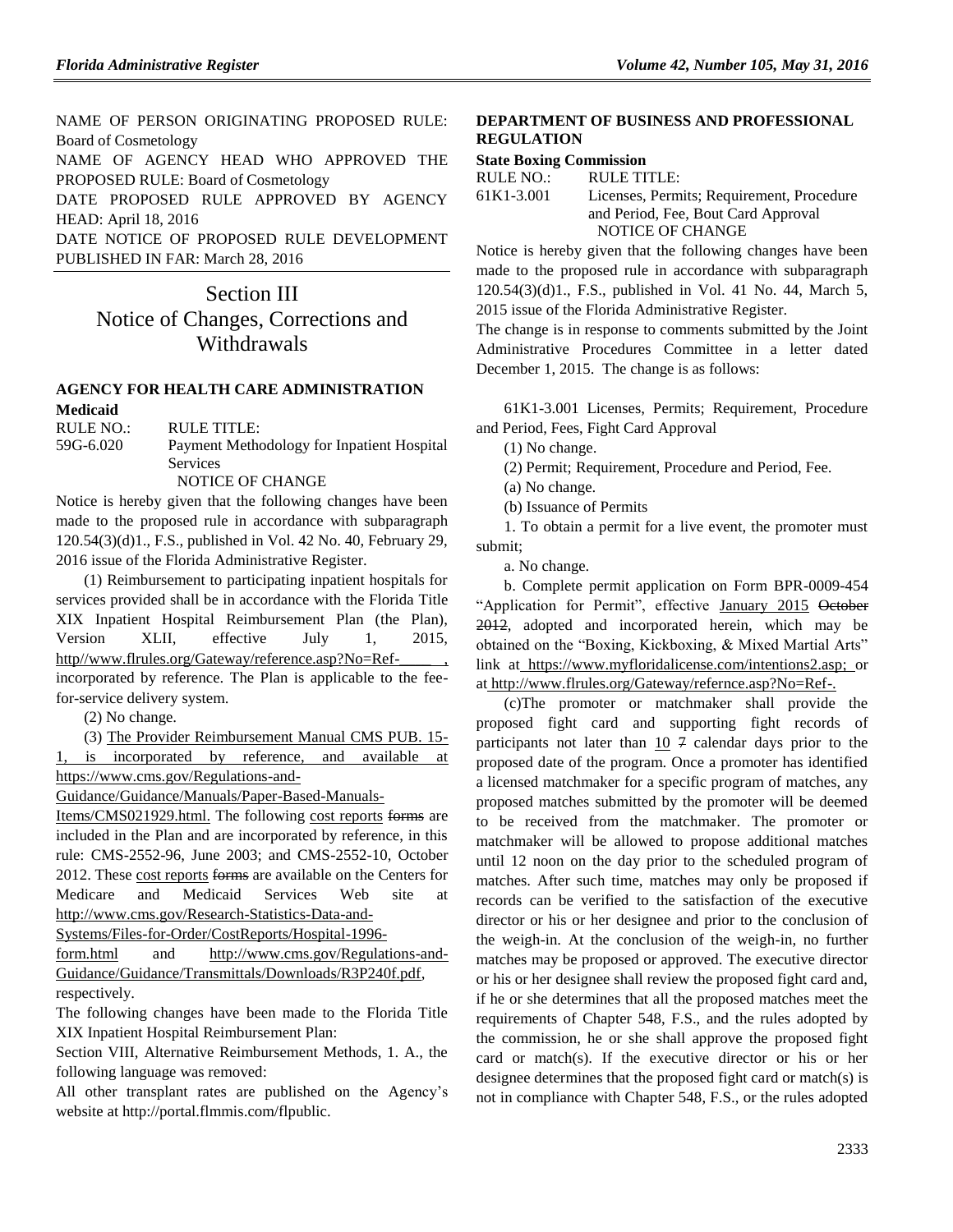NAME OF PERSON ORIGINATING PROPOSED RULE: Board of Cosmetology

NAME OF AGENCY HEAD WHO APPROVED THE PROPOSED RULE: Board of Cosmetology

DATE PROPOSED RULE APPROVED BY AGENCY HEAD: April 18, 2016

DATE NOTICE OF PROPOSED RULE DEVELOPMENT PUBLISHED IN FAR: March 28, 2016

# Section III
# Notice of Changes, Corrections and Withdrawals

### AGENCY FOR HEALTH CARE ADMINISTRATION

**Medicaid**

RULE NO.: 59G-6.020

RULE TITLE: Payment Methodology for Inpatient Hospital Services

NOTICE OF CHANGE

Notice is hereby given that the following changes have been made to the proposed rule in accordance with subparagraph 120.54(3)(d)1., F.S., published in Vol. 42 No. 40, February 29, 2016 issue of the Florida Administrative Register.

(1) Reimbursement to participating inpatient hospitals for services provided shall be in accordance with the Florida Title XIX Inpatient Hospital Reimbursement Plan (the Plan), Version XLII, effective July 1, 2015, http//www.flrules.org/Gateway/reference.asp?No=Ref-____, incorporated by reference. The Plan is applicable to the fee-for-service delivery system.

(2) No change.

(3) The Provider Reimbursement Manual CMS PUB. 15-1, is incorporated by reference, and available at https://www.cms.gov/Regulations-and-Guidance/Guidance/Manuals/Paper-Based-Manuals-Items/CMS021929.html. The following cost reports ~~forms~~ are included in the Plan and are incorporated by reference, in this rule: CMS-2552-96, June 2003; and CMS-2552-10, October 2012. These cost reports ~~forms~~ are available on the Centers for Medicare and Medicaid Services Web site at http://www.cms.gov/Research-Statistics-Data-and-Systems/Files-for-Order/CostReports/Hospital-1996-form.html and http://www.cms.gov/Regulations-and-Guidance/Guidance/Transmittals/Downloads/R3P240f.pdf, respectively.

The following changes have been made to the Florida Title XIX Inpatient Hospital Reimbursement Plan:

Section VIII, Alternative Reimbursement Methods, 1. A., the following language was removed:

All other transplant rates are published on the Agency's website at http://portal.flmmis.com/flpublic.

### DEPARTMENT OF BUSINESS AND PROFESSIONAL REGULATION

**State Boxing Commission**

RULE NO.: 61K1-3.001

RULE TITLE: Licenses, Permits; Requirement, Procedure and Period, Fee, Bout Card Approval

NOTICE OF CHANGE

Notice is hereby given that the following changes have been made to the proposed rule in accordance with subparagraph 120.54(3)(d)1., F.S., published in Vol. 41 No. 44, March 5, 2015 issue of the Florida Administrative Register.

The change is in response to comments submitted by the Joint Administrative Procedures Committee in a letter dated December 1, 2015. The change is as follows:

61K1-3.001 Licenses, Permits; Requirement, Procedure and Period, Fees, Fight Card Approval

(1) No change.

(2) Permit; Requirement, Procedure and Period, Fee.

(a) No change.

(b) Issuance of Permits

1. To obtain a permit for a live event, the promoter must submit;

a. No change.

b. Complete permit application on Form BPR-0009-454 "Application for Permit", effective January 2015 ~~October 2012~~, adopted and incorporated herein, which may be obtained on the "Boxing, Kickboxing, & Mixed Martial Arts" link at https://www.myfloridalicense.com/intentions2.asp; or at http://www.flrules.org/Gateway/refernce.asp?No=Ref-~~.~~

(c)The promoter or matchmaker shall provide the proposed fight card and supporting fight records of participants not later than 10 ~~7~~ calendar days prior to the proposed date of the program. Once a promoter has identified a licensed matchmaker for a specific program of matches, any proposed matches submitted by the promoter will be deemed to be received from the matchmaker. The promoter or matchmaker will be allowed to propose additional matches until 12 noon on the day prior to the scheduled program of matches. After such time, matches may only be proposed if records can be verified to the satisfaction of the executive director or his or her designee and prior to the conclusion of the weigh-in. At the conclusion of the weigh-in, no further matches may be proposed or approved. The executive director or his or her designee shall review the proposed fight card and, if he or she determines that all the proposed matches meet the requirements of Chapter 548, F.S., and the rules adopted by the commission, he or she shall approve the proposed fight card or match(s). If the executive director or his or her designee determines that the proposed fight card or match(s) is not in compliance with Chapter 548, F.S., or the rules adopted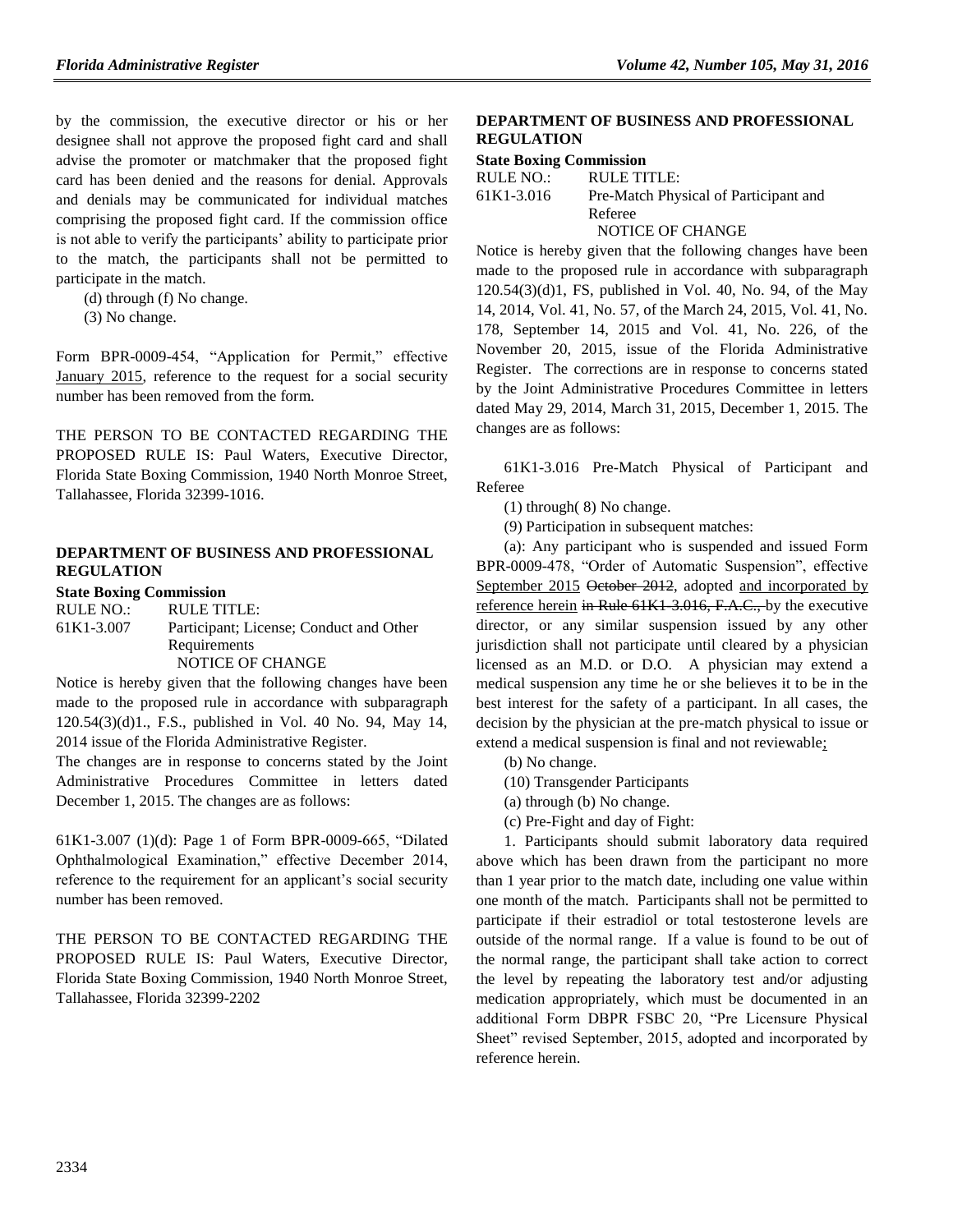by the commission, the executive director or his or her designee shall not approve the proposed fight card and shall advise the promoter or matchmaker that the proposed fight card has been denied and the reasons for denial. Approvals and denials may be communicated for individual matches comprising the proposed fight card. If the commission office is not able to verify the participants' ability to participate prior to the match, the participants shall not be permitted to participate in the match.

(d) through (f) No change.

(3) No change.

Form BPR-0009-454, "Application for Permit," effective January 2015, reference to the request for a social security number has been removed from the form.

THE PERSON TO BE CONTACTED REGARDING THE PROPOSED RULE IS: Paul Waters, Executive Director, Florida State Boxing Commission, 1940 North Monroe Street, Tallahassee, Florida 32399-1016.

## DEPARTMENT OF BUSINESS AND PROFESSIONAL REGULATION

### State Boxing Commission

RULE NO.: RULE TITLE:

61K1-3.007 Participant; License; Conduct and Other Requirements

NOTICE OF CHANGE

Notice is hereby given that the following changes have been made to the proposed rule in accordance with subparagraph 120.54(3)(d)1., F.S., published in Vol. 40 No. 94, May 14, 2014 issue of the Florida Administrative Register.

The changes are in response to concerns stated by the Joint Administrative Procedures Committee in letters dated December 1, 2015. The changes are as follows:

61K1-3.007 (1)(d): Page 1 of Form BPR-0009-665, "Dilated Ophthalmological Examination," effective December 2014, reference to the requirement for an applicant's social security number has been removed.

THE PERSON TO BE CONTACTED REGARDING THE PROPOSED RULE IS: Paul Waters, Executive Director, Florida State Boxing Commission, 1940 North Monroe Street, Tallahassee, Florida 32399-2202

## DEPARTMENT OF BUSINESS AND PROFESSIONAL REGULATION

### State Boxing Commission

RULE NO.: RULE TITLE:

61K1-3.016 Pre-Match Physical of Participant and Referee

NOTICE OF CHANGE

Notice is hereby given that the following changes have been made to the proposed rule in accordance with subparagraph 120.54(3)(d)1, FS, published in Vol. 40, No. 94, of the May 14, 2014, Vol. 41, No. 57, of the March 24, 2015, Vol. 41, No. 178, September 14, 2015 and Vol. 41, No. 226, of the November 20, 2015, issue of the Florida Administrative Register. The corrections are in response to concerns stated by the Joint Administrative Procedures Committee in letters dated May 29, 2014, March 31, 2015, December 1, 2015. The changes are as follows:

61K1-3.016 Pre-Match Physical of Participant and Referee

(1) through( 8) No change.

(9) Participation in subsequent matches:

(a): Any participant who is suspended and issued Form BPR-0009-478, "Order of Automatic Suspension", effective September 2015 ~~October 2012~~, adopted and incorporated by reference herein ~~in Rule 61K1-3.016, F.A.C.,~~ by the executive director, or any similar suspension issued by any other jurisdiction shall not participate until cleared by a physician licensed as an M.D. or D.O. A physician may extend a medical suspension any time he or she believes it to be in the best interest for the safety of a participant. In all cases, the decision by the physician at the pre-match physical to issue or extend a medical suspension is final and not reviewable;

(b) No change.

(10) Transgender Participants

(a) through (b) No change.

(c) Pre-Fight and day of Fight:

1. Participants should submit laboratory data required above which has been drawn from the participant no more than 1 year prior to the match date, including one value within one month of the match. Participants shall not be permitted to participate if their estradiol or total testosterone levels are outside of the normal range. If a value is found to be out of the normal range, the participant shall take action to correct the level by repeating the laboratory test and/or adjusting medication appropriately, which must be documented in an additional Form DBPR FSBC 20, "Pre Licensure Physical Sheet" revised September, 2015, adopted and incorporated by reference herein.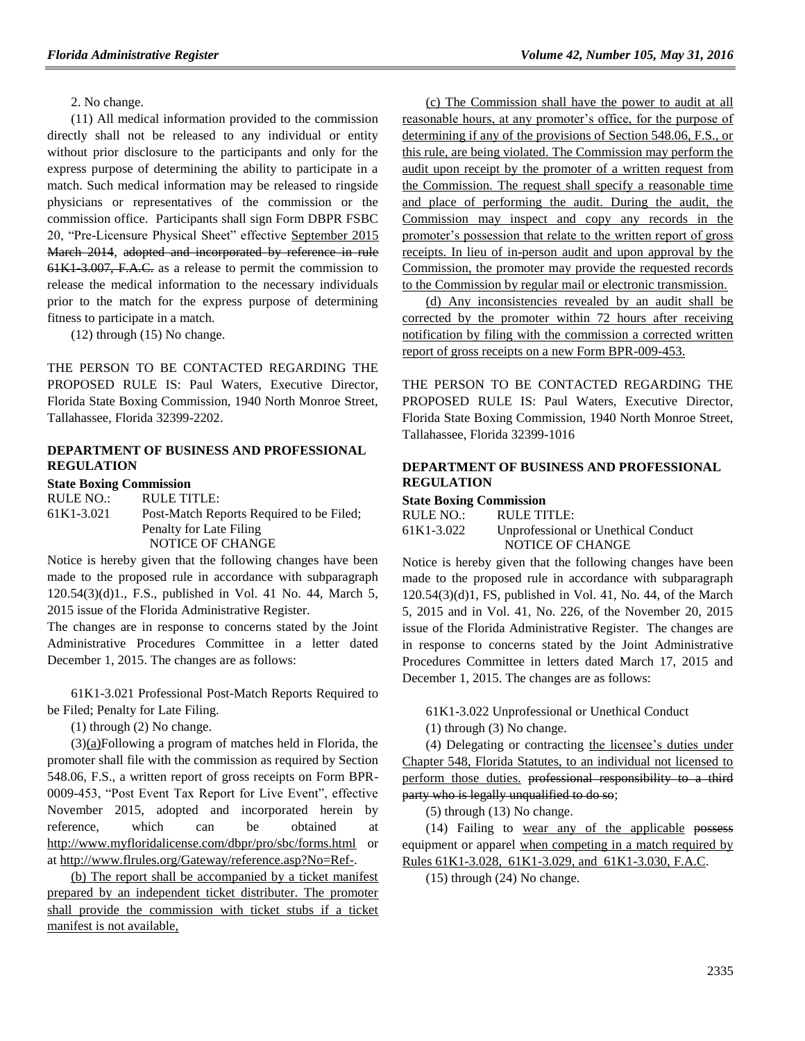2. No change.

(11) All medical information provided to the commission directly shall not be released to any individual or entity without prior disclosure to the participants and only for the express purpose of determining the ability to participate in a match. Such medical information may be released to ringside physicians or representatives of the commission or the commission office. Participants shall sign Form DBPR FSBC 20, "Pre-Licensure Physical Sheet" effective September 2015 March 2014, adopted and incorporated by reference in rule 61K1-3.007, F.A.C. as a release to permit the commission to release the medical information to the necessary individuals prior to the match for the express purpose of determining fitness to participate in a match.

(12) through (15) No change.

THE PERSON TO BE CONTACTED REGARDING THE PROPOSED RULE IS: Paul Waters, Executive Director, Florida State Boxing Commission, 1940 North Monroe Street, Tallahassee, Florida 32399-2202.

### DEPARTMENT OF BUSINESS AND PROFESSIONAL REGULATION

**State Boxing Commission**

RULE NO.: 61K1-3.021

RULE TITLE: Post-Match Reports Required to be Filed; Penalty for Late Filing

NOTICE OF CHANGE

Notice is hereby given that the following changes have been made to the proposed rule in accordance with subparagraph 120.54(3)(d)1., F.S., published in Vol. 41 No. 44, March 5, 2015 issue of the Florida Administrative Register.

The changes are in response to concerns stated by the Joint Administrative Procedures Committee in a letter dated December 1, 2015. The changes are as follows:

61K1-3.021 Professional Post-Match Reports Required to be Filed; Penalty for Late Filing.

(1) through (2) No change.

(3)(a)Following a program of matches held in Florida, the promoter shall file with the commission as required by Section 548.06, F.S., a written report of gross receipts on Form BPR-0009-453, "Post Event Tax Report for Live Event", effective November 2015, adopted and incorporated herein by reference, which can be obtained at http://www.myfloridalicense.com/dbpr/pro/sbc/forms.html or at http://www.flrules.org/Gateway/reference.asp?No=Ref-.

(b) The report shall be accompanied by a ticket manifest prepared by an independent ticket distributer. The promoter shall provide the commission with ticket stubs if a ticket manifest is not available,

(c) The Commission shall have the power to audit at all reasonable hours, at any promoter's office, for the purpose of determining if any of the provisions of Section 548.06, F.S., or this rule, are being violated. The Commission may perform the audit upon receipt by the promoter of a written request from the Commission. The request shall specify a reasonable time and place of performing the audit. During the audit, the Commission may inspect and copy any records in the promoter's possession that relate to the written report of gross receipts. In lieu of in-person audit and upon approval by the Commission, the promoter may provide the requested records to the Commission by regular mail or electronic transmission.

(d) Any inconsistencies revealed by an audit shall be corrected by the promoter within 72 hours after receiving notification by filing with the commission a corrected written report of gross receipts on a new Form BPR-009-453.

THE PERSON TO BE CONTACTED REGARDING THE PROPOSED RULE IS: Paul Waters, Executive Director, Florida State Boxing Commission, 1940 North Monroe Street, Tallahassee, Florida 32399-1016

### DEPARTMENT OF BUSINESS AND PROFESSIONAL REGULATION

**State Boxing Commission**

RULE NO.: 61K1-3.022

RULE TITLE: Unprofessional or Unethical Conduct

NOTICE OF CHANGE

Notice is hereby given that the following changes have been made to the proposed rule in accordance with subparagraph 120.54(3)(d)1, FS, published in Vol. 41, No. 44, of the March 5, 2015 and in Vol. 41, No. 226, of the November 20, 2015 issue of the Florida Administrative Register. The changes are in response to concerns stated by the Joint Administrative Procedures Committee in letters dated March 17, 2015 and December 1, 2015. The changes are as follows:

61K1-3.022 Unprofessional or Unethical Conduct

(1) through (3) No change.

(4) Delegating or contracting the licensee's duties under Chapter 548, Florida Statutes, to an individual not licensed to perform those duties. professional responsibility to a third party who is legally unqualified to do so;

(5) through (13) No change.

(14) Failing to wear any of the applicable possess equipment or apparel when competing in a match required by Rules 61K1-3.028, 61K1-3.029, and 61K1-3.030, F.A.C.

(15) through (24) No change.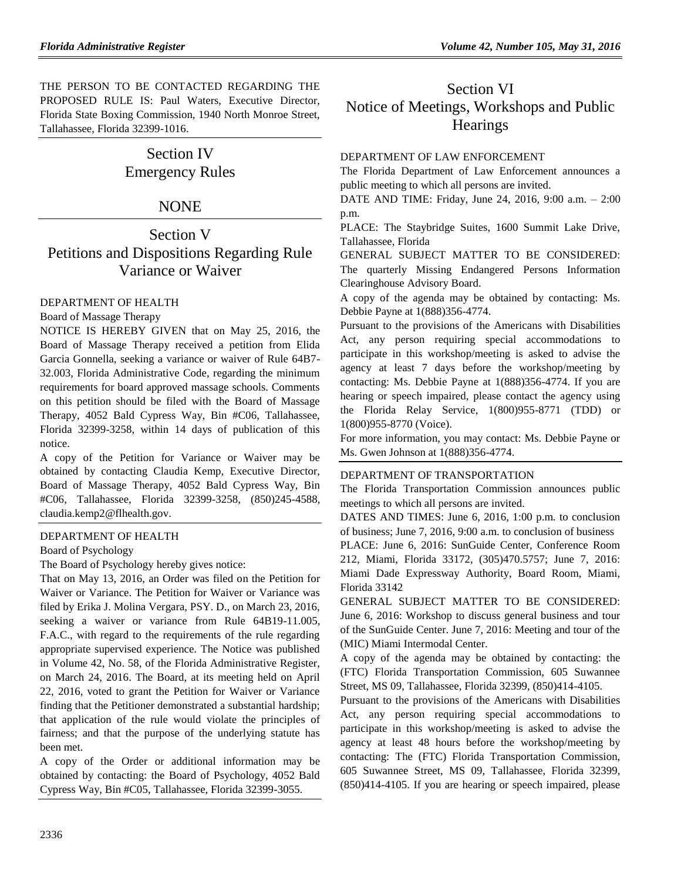THE PERSON TO BE CONTACTED REGARDING THE PROPOSED RULE IS: Paul Waters, Executive Director, Florida State Boxing Commission, 1940 North Monroe Street, Tallahassee, Florida 32399-1016.

## Section IV
## Emergency Rules

## NONE

## Section V
## Petitions and Dispositions Regarding Rule Variance or Waiver

DEPARTMENT OF HEALTH

Board of Massage Therapy

NOTICE IS HEREBY GIVEN that on May 25, 2016, the Board of Massage Therapy received a petition from Elida Garcia Gonnella, seeking a variance or waiver of Rule 64B7-32.003, Florida Administrative Code, regarding the minimum requirements for board approved massage schools. Comments on this petition should be filed with the Board of Massage Therapy, 4052 Bald Cypress Way, Bin #C06, Tallahassee, Florida 32399-3258, within 14 days of publication of this notice.

A copy of the Petition for Variance or Waiver may be obtained by contacting Claudia Kemp, Executive Director, Board of Massage Therapy, 4052 Bald Cypress Way, Bin #C06, Tallahassee, Florida 32399-3258, (850)245-4588, claudia.kemp2@flhealth.gov.

DEPARTMENT OF HEALTH

Board of Psychology

The Board of Psychology hereby gives notice:

That on May 13, 2016, an Order was filed on the Petition for Waiver or Variance. The Petition for Waiver or Variance was filed by Erika J. Molina Vergara, PSY. D., on March 23, 2016, seeking a waiver or variance from Rule 64B19-11.005, F.A.C., with regard to the requirements of the rule regarding appropriate supervised experience. The Notice was published in Volume 42, No. 58, of the Florida Administrative Register, on March 24, 2016. The Board, at its meeting held on April 22, 2016, voted to grant the Petition for Waiver or Variance finding that the Petitioner demonstrated a substantial hardship; that application of the rule would violate the principles of fairness; and that the purpose of the underlying statute has been met.

A copy of the Order or additional information may be obtained by contacting: the Board of Psychology, 4052 Bald Cypress Way, Bin #C05, Tallahassee, Florida 32399-3055.

## Section VI
## Notice of Meetings, Workshops and Public Hearings

DEPARTMENT OF LAW ENFORCEMENT

The Florida Department of Law Enforcement announces a public meeting to which all persons are invited.

DATE AND TIME: Friday, June 24, 2016, 9:00 a.m. – 2:00 p.m.

PLACE: The Staybridge Suites, 1600 Summit Lake Drive, Tallahassee, Florida

GENERAL SUBJECT MATTER TO BE CONSIDERED: The quarterly Missing Endangered Persons Information Clearinghouse Advisory Board.

A copy of the agenda may be obtained by contacting: Ms. Debbie Payne at 1(888)356-4774.

Pursuant to the provisions of the Americans with Disabilities Act, any person requiring special accommodations to participate in this workshop/meeting is asked to advise the agency at least 7 days before the workshop/meeting by contacting: Ms. Debbie Payne at 1(888)356-4774. If you are hearing or speech impaired, please contact the agency using the Florida Relay Service, 1(800)955-8771 (TDD) or 1(800)955-8770 (Voice).

For more information, you may contact: Ms. Debbie Payne or Ms. Gwen Johnson at 1(888)356-4774.

DEPARTMENT OF TRANSPORTATION

The Florida Transportation Commission announces public meetings to which all persons are invited.

DATES AND TIMES: June 6, 2016, 1:00 p.m. to conclusion of business; June 7, 2016, 9:00 a.m. to conclusion of business

PLACE: June 6, 2016: SunGuide Center, Conference Room 212, Miami, Florida 33172, (305)470.5757; June 7, 2016: Miami Dade Expressway Authority, Board Room, Miami, Florida 33142

GENERAL SUBJECT MATTER TO BE CONSIDERED: June 6, 2016: Workshop to discuss general business and tour of the SunGuide Center. June 7, 2016: Meeting and tour of the (MIC) Miami Intermodal Center.

A copy of the agenda may be obtained by contacting: the (FTC) Florida Transportation Commission, 605 Suwannee Street, MS 09, Tallahassee, Florida 32399, (850)414-4105.

Pursuant to the provisions of the Americans with Disabilities Act, any person requiring special accommodations to participate in this workshop/meeting is asked to advise the agency at least 48 hours before the workshop/meeting by contacting: The (FTC) Florida Transportation Commission, 605 Suwannee Street, MS 09, Tallahassee, Florida 32399, (850)414-4105. If you are hearing or speech impaired, please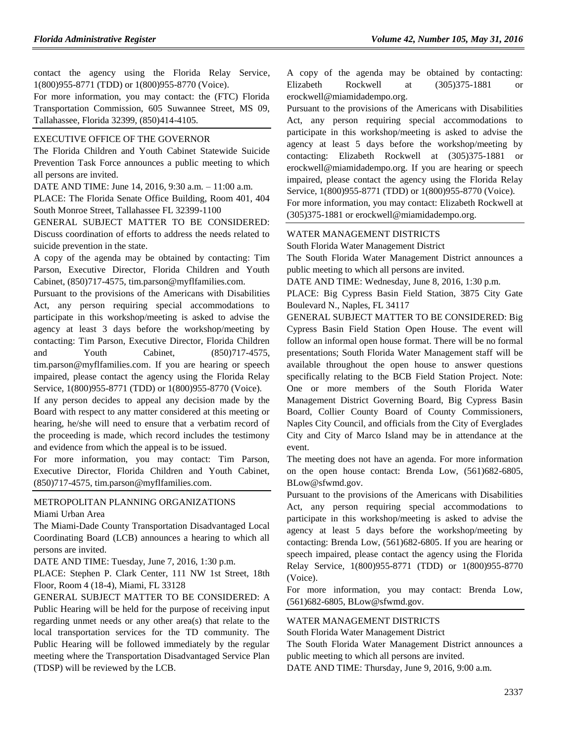contact the agency using the Florida Relay Service, 1(800)955-8771 (TDD) or 1(800)955-8770 (Voice).

For more information, you may contact: the (FTC) Florida Transportation Commission, 605 Suwannee Street, MS 09, Tallahassee, Florida 32399, (850)414-4105.

EXECUTIVE OFFICE OF THE GOVERNOR

The Florida Children and Youth Cabinet Statewide Suicide Prevention Task Force announces a public meeting to which all persons are invited.

DATE AND TIME: June 14, 2016, 9:30 a.m. – 11:00 a.m.

PLACE: The Florida Senate Office Building, Room 401, 404 South Monroe Street, Tallahassee FL 32399-1100

GENERAL SUBJECT MATTER TO BE CONSIDERED: Discuss coordination of efforts to address the needs related to suicide prevention in the state.

A copy of the agenda may be obtained by contacting: Tim Parson, Executive Director, Florida Children and Youth Cabinet, (850)717-4575, tim.parson@myflfamilies.com.

Pursuant to the provisions of the Americans with Disabilities Act, any person requiring special accommodations to participate in this workshop/meeting is asked to advise the agency at least 3 days before the workshop/meeting by contacting: Tim Parson, Executive Director, Florida Children and Youth Cabinet, (850)717-4575, tim.parson@myflfamilies.com. If you are hearing or speech impaired, please contact the agency using the Florida Relay Service, 1(800)955-8771 (TDD) or 1(800)955-8770 (Voice).

If any person decides to appeal any decision made by the Board with respect to any matter considered at this meeting or hearing, he/she will need to ensure that a verbatim record of the proceeding is made, which record includes the testimony and evidence from which the appeal is to be issued.

For more information, you may contact: Tim Parson, Executive Director, Florida Children and Youth Cabinet, (850)717-4575, tim.parson@myflfamilies.com.

METROPOLITAN PLANNING ORGANIZATIONS

Miami Urban Area

The Miami-Dade County Transportation Disadvantaged Local Coordinating Board (LCB) announces a hearing to which all persons are invited.

DATE AND TIME: Tuesday, June 7, 2016, 1:30 p.m.

PLACE: Stephen P. Clark Center, 111 NW 1st Street, 18th Floor, Room 4 (18-4), Miami, FL 33128

GENERAL SUBJECT MATTER TO BE CONSIDERED: A Public Hearing will be held for the purpose of receiving input regarding unmet needs or any other area(s) that relate to the local transportation services for the TD community. The Public Hearing will be followed immediately by the regular meeting where the Transportation Disadvantaged Service Plan (TDSP) will be reviewed by the LCB.

A copy of the agenda may be obtained by contacting: Elizabeth Rockwell at (305)375-1881 or erockwell@miamidadempo.org.

Pursuant to the provisions of the Americans with Disabilities Act, any person requiring special accommodations to participate in this workshop/meeting is asked to advise the agency at least 5 days before the workshop/meeting by contacting: Elizabeth Rockwell at (305)375-1881 or erockwell@miamidadempo.org. If you are hearing or speech impaired, please contact the agency using the Florida Relay Service, 1(800)955-8771 (TDD) or 1(800)955-8770 (Voice).

For more information, you may contact: Elizabeth Rockwell at (305)375-1881 or erockwell@miamidadempo.org.

WATER MANAGEMENT DISTRICTS

South Florida Water Management District

The South Florida Water Management District announces a public meeting to which all persons are invited.

DATE AND TIME: Wednesday, June 8, 2016, 1:30 p.m.

PLACE: Big Cypress Basin Field Station, 3875 City Gate Boulevard N., Naples, FL 34117

GENERAL SUBJECT MATTER TO BE CONSIDERED: Big Cypress Basin Field Station Open House. The event will follow an informal open house format. There will be no formal presentations; South Florida Water Management staff will be available throughout the open house to answer questions specifically relating to the BCB Field Station Project. Note: One or more members of the South Florida Water Management District Governing Board, Big Cypress Basin Board, Collier County Board of County Commissioners, Naples City Council, and officials from the City of Everglades City and City of Marco Island may be in attendance at the event.

The meeting does not have an agenda. For more information on the open house contact: Brenda Low, (561)682-6805, BLow@sfwmd.gov.

Pursuant to the provisions of the Americans with Disabilities Act, any person requiring special accommodations to participate in this workshop/meeting is asked to advise the agency at least 5 days before the workshop/meeting by contacting: Brenda Low, (561)682-6805. If you are hearing or speech impaired, please contact the agency using the Florida Relay Service, 1(800)955-8771 (TDD) or 1(800)955-8770 (Voice).

For more information, you may contact: Brenda Low, (561)682-6805, BLow@sfwmd.gov.

WATER MANAGEMENT DISTRICTS

South Florida Water Management District

The South Florida Water Management District announces a public meeting to which all persons are invited.

DATE AND TIME: Thursday, June 9, 2016, 9:00 a.m.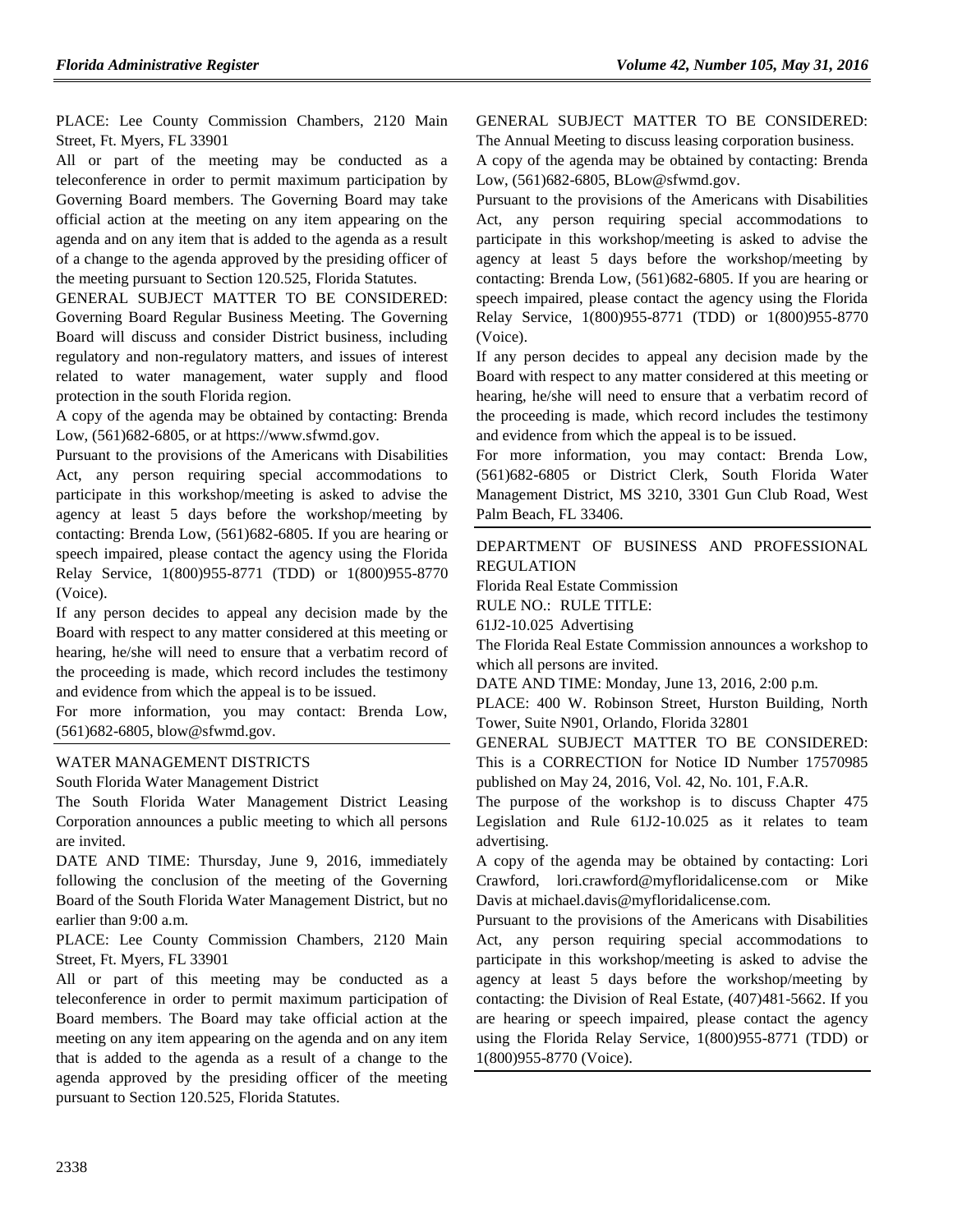PLACE: Lee County Commission Chambers, 2120 Main Street, Ft. Myers, FL 33901

All or part of the meeting may be conducted as a teleconference in order to permit maximum participation by Governing Board members. The Governing Board may take official action at the meeting on any item appearing on the agenda and on any item that is added to the agenda as a result of a change to the agenda approved by the presiding officer of the meeting pursuant to Section 120.525, Florida Statutes.

GENERAL SUBJECT MATTER TO BE CONSIDERED: Governing Board Regular Business Meeting. The Governing Board will discuss and consider District business, including regulatory and non-regulatory matters, and issues of interest related to water management, water supply and flood protection in the south Florida region.

A copy of the agenda may be obtained by contacting: Brenda Low, (561)682-6805, or at https://www.sfwmd.gov.

Pursuant to the provisions of the Americans with Disabilities Act, any person requiring special accommodations to participate in this workshop/meeting is asked to advise the agency at least 5 days before the workshop/meeting by contacting: Brenda Low, (561)682-6805. If you are hearing or speech impaired, please contact the agency using the Florida Relay Service, 1(800)955-8771 (TDD) or 1(800)955-8770 (Voice).

If any person decides to appeal any decision made by the Board with respect to any matter considered at this meeting or hearing, he/she will need to ensure that a verbatim record of the proceeding is made, which record includes the testimony and evidence from which the appeal is to be issued.

For more information, you may contact: Brenda Low, (561)682-6805, blow@sfwmd.gov.

---

WATER MANAGEMENT DISTRICTS

South Florida Water Management District

The South Florida Water Management District Leasing Corporation announces a public meeting to which all persons are invited.

DATE AND TIME: Thursday, June 9, 2016, immediately following the conclusion of the meeting of the Governing Board of the South Florida Water Management District, but no earlier than 9:00 a.m.

PLACE: Lee County Commission Chambers, 2120 Main Street, Ft. Myers, FL 33901

All or part of this meeting may be conducted as a teleconference in order to permit maximum participation of Board members. The Board may take official action at the meeting on any item appearing on the agenda and on any item that is added to the agenda as a result of a change to the agenda approved by the presiding officer of the meeting pursuant to Section 120.525, Florida Statutes.

GENERAL SUBJECT MATTER TO BE CONSIDERED: The Annual Meeting to discuss leasing corporation business.

A copy of the agenda may be obtained by contacting: Brenda Low, (561)682-6805, BLow@sfwmd.gov.

Pursuant to the provisions of the Americans with Disabilities Act, any person requiring special accommodations to participate in this workshop/meeting is asked to advise the agency at least 5 days before the workshop/meeting by contacting: Brenda Low, (561)682-6805. If you are hearing or speech impaired, please contact the agency using the Florida Relay Service, 1(800)955-8771 (TDD) or 1(800)955-8770 (Voice).

If any person decides to appeal any decision made by the Board with respect to any matter considered at this meeting or hearing, he/she will need to ensure that a verbatim record of the proceeding is made, which record includes the testimony and evidence from which the appeal is to be issued.

For more information, you may contact: Brenda Low, (561)682-6805 or District Clerk, South Florida Water Management District, MS 3210, 3301 Gun Club Road, West Palm Beach, FL 33406.

---

DEPARTMENT OF BUSINESS AND PROFESSIONAL REGULATION

Florida Real Estate Commission

RULE NO.: RULE TITLE:

61J2-10.025 Advertising

The Florida Real Estate Commission announces a workshop to which all persons are invited.

DATE AND TIME: Monday, June 13, 2016, 2:00 p.m.

PLACE: 400 W. Robinson Street, Hurston Building, North Tower, Suite N901, Orlando, Florida 32801

GENERAL SUBJECT MATTER TO BE CONSIDERED: This is a CORRECTION for Notice ID Number 17570985 published on May 24, 2016, Vol. 42, No. 101, F.A.R.

The purpose of the workshop is to discuss Chapter 475 Legislation and Rule 61J2-10.025 as it relates to team advertising.

A copy of the agenda may be obtained by contacting: Lori Crawford, lori.crawford@myfloridalicense.com or Mike Davis at michael.davis@myfloridalicense.com.

Pursuant to the provisions of the Americans with Disabilities Act, any person requiring special accommodations to participate in this workshop/meeting is asked to advise the agency at least 5 days before the workshop/meeting by contacting: the Division of Real Estate, (407)481-5662. If you are hearing or speech impaired, please contact the agency using the Florida Relay Service, 1(800)955-8771 (TDD) or 1(800)955-8770 (Voice).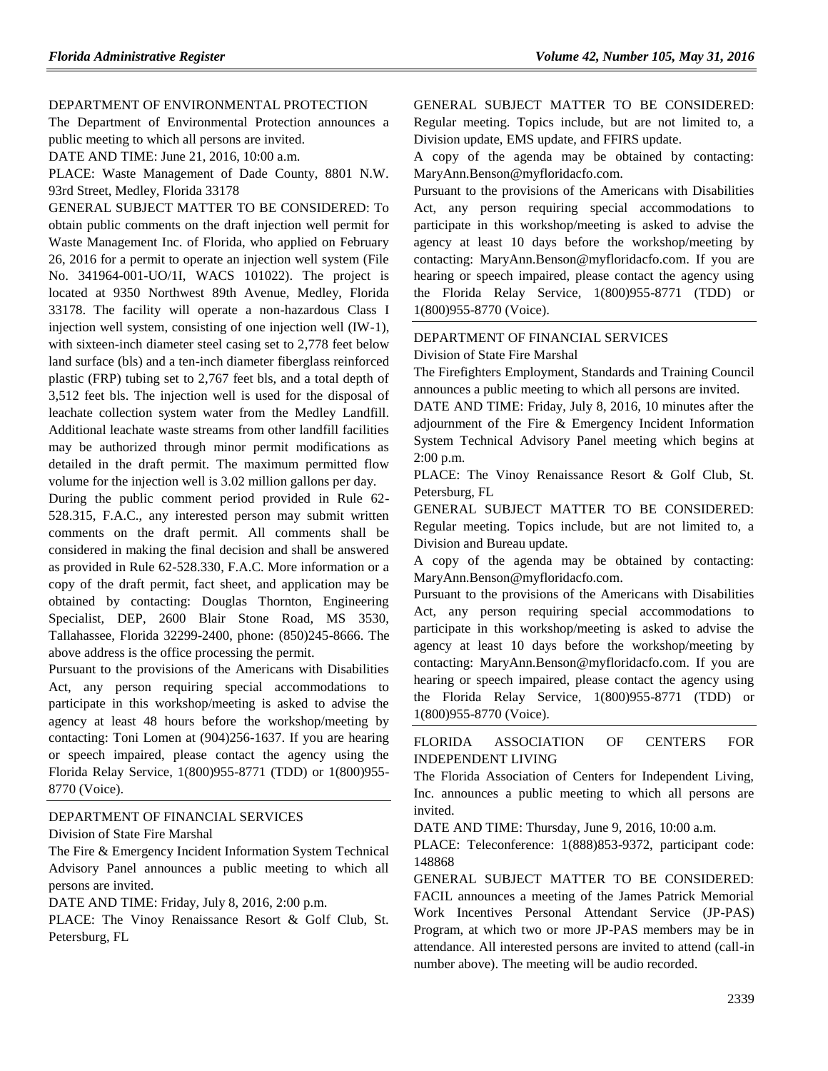DEPARTMENT OF ENVIRONMENTAL PROTECTION

The Department of Environmental Protection announces a public meeting to which all persons are invited.

DATE AND TIME: June 21, 2016, 10:00 a.m.

PLACE: Waste Management of Dade County, 8801 N.W. 93rd Street, Medley, Florida 33178

GENERAL SUBJECT MATTER TO BE CONSIDERED: To obtain public comments on the draft injection well permit for Waste Management Inc. of Florida, who applied on February 26, 2016 for a permit to operate an injection well system (File No. 341964-001-UO/1I, WACS 101022). The project is located at 9350 Northwest 89th Avenue, Medley, Florida 33178. The facility will operate a non-hazardous Class I injection well system, consisting of one injection well (IW-1), with sixteen-inch diameter steel casing set to 2,778 feet below land surface (bls) and a ten-inch diameter fiberglass reinforced plastic (FRP) tubing set to 2,767 feet bls, and a total depth of 3,512 feet bls. The injection well is used for the disposal of leachate collection system water from the Medley Landfill. Additional leachate waste streams from other landfill facilities may be authorized through minor permit modifications as detailed in the draft permit. The maximum permitted flow volume for the injection well is 3.02 million gallons per day.

During the public comment period provided in Rule 62-528.315, F.A.C., any interested person may submit written comments on the draft permit. All comments shall be considered in making the final decision and shall be answered as provided in Rule 62-528.330, F.A.C. More information or a copy of the draft permit, fact sheet, and application may be obtained by contacting: Douglas Thornton, Engineering Specialist, DEP, 2600 Blair Stone Road, MS 3530, Tallahassee, Florida 32299-2400, phone: (850)245-8666. The above address is the office processing the permit.

Pursuant to the provisions of the Americans with Disabilities Act, any person requiring special accommodations to participate in this workshop/meeting is asked to advise the agency at least 48 hours before the workshop/meeting by contacting: Toni Lomen at (904)256-1637. If you are hearing or speech impaired, please contact the agency using the Florida Relay Service, 1(800)955-8771 (TDD) or 1(800)955-8770 (Voice).

DEPARTMENT OF FINANCIAL SERVICES

Division of State Fire Marshal

The Fire & Emergency Incident Information System Technical Advisory Panel announces a public meeting to which all persons are invited.

DATE AND TIME: Friday, July 8, 2016, 2:00 p.m.

PLACE: The Vinoy Renaissance Resort & Golf Club, St. Petersburg, FL

GENERAL SUBJECT MATTER TO BE CONSIDERED: Regular meeting. Topics include, but are not limited to, a Division update, EMS update, and FFIRS update.

A copy of the agenda may be obtained by contacting: MaryAnn.Benson@myfloridacfo.com.

Pursuant to the provisions of the Americans with Disabilities Act, any person requiring special accommodations to participate in this workshop/meeting is asked to advise the agency at least 10 days before the workshop/meeting by contacting: MaryAnn.Benson@myfloridacfo.com. If you are hearing or speech impaired, please contact the agency using the Florida Relay Service, 1(800)955-8771 (TDD) or 1(800)955-8770 (Voice).

DEPARTMENT OF FINANCIAL SERVICES

Division of State Fire Marshal

The Firefighters Employment, Standards and Training Council announces a public meeting to which all persons are invited.

DATE AND TIME: Friday, July 8, 2016, 10 minutes after the adjournment of the Fire & Emergency Incident Information System Technical Advisory Panel meeting which begins at 2:00 p.m.

PLACE: The Vinoy Renaissance Resort & Golf Club, St. Petersburg, FL

GENERAL SUBJECT MATTER TO BE CONSIDERED: Regular meeting. Topics include, but are not limited to, a Division and Bureau update.

A copy of the agenda may be obtained by contacting: MaryAnn.Benson@myfloridacfo.com.

Pursuant to the provisions of the Americans with Disabilities Act, any person requiring special accommodations to participate in this workshop/meeting is asked to advise the agency at least 10 days before the workshop/meeting by contacting: MaryAnn.Benson@myfloridacfo.com. If you are hearing or speech impaired, please contact the agency using the Florida Relay Service, 1(800)955-8771 (TDD) or 1(800)955-8770 (Voice).

FLORIDA ASSOCIATION OF CENTERS FOR INDEPENDENT LIVING

The Florida Association of Centers for Independent Living, Inc. announces a public meeting to which all persons are invited.

DATE AND TIME: Thursday, June 9, 2016, 10:00 a.m.

PLACE: Teleconference: 1(888)853-9372, participant code: 148868

GENERAL SUBJECT MATTER TO BE CONSIDERED: FACIL announces a meeting of the James Patrick Memorial Work Incentives Personal Attendant Service (JP-PAS) Program, at which two or more JP-PAS members may be in attendance. All interested persons are invited to attend (call-in number above). The meeting will be audio recorded.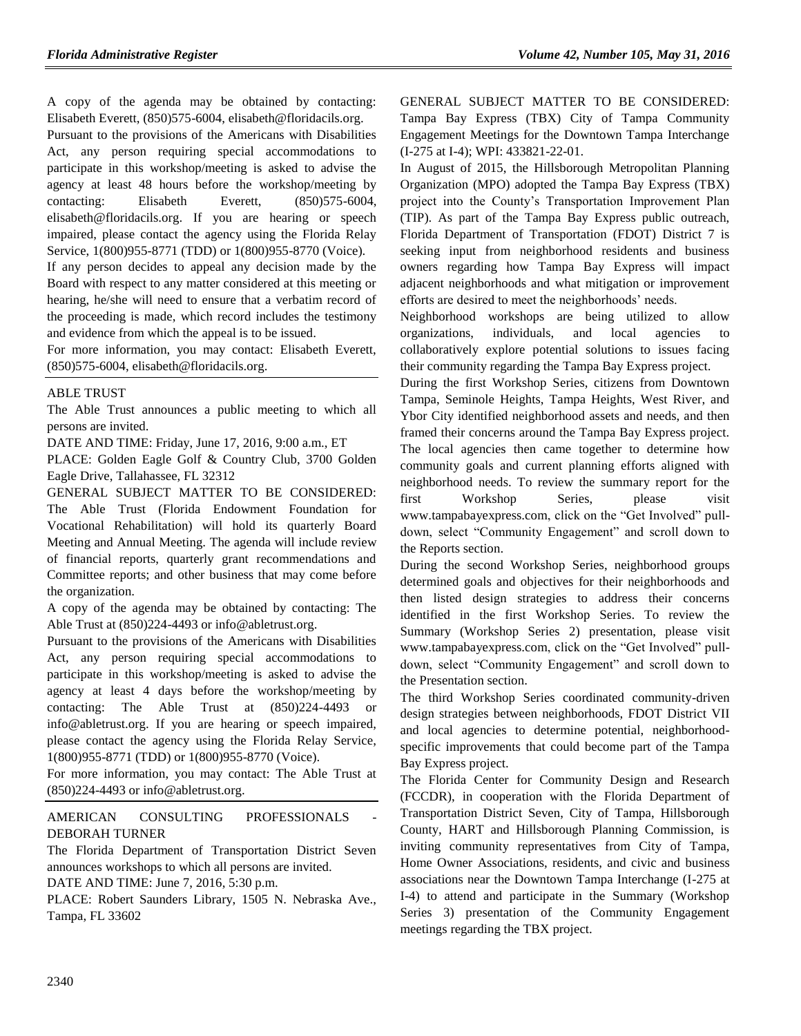A copy of the agenda may be obtained by contacting: Elisabeth Everett, (850)575-6004, elisabeth@floridacils.org.

Pursuant to the provisions of the Americans with Disabilities Act, any person requiring special accommodations to participate in this workshop/meeting is asked to advise the agency at least 48 hours before the workshop/meeting by contacting: Elisabeth Everett, (850)575-6004, elisabeth@floridacils.org. If you are hearing or speech impaired, please contact the agency using the Florida Relay Service, 1(800)955-8771 (TDD) or 1(800)955-8770 (Voice).

If any person decides to appeal any decision made by the Board with respect to any matter considered at this meeting or hearing, he/she will need to ensure that a verbatim record of the proceeding is made, which record includes the testimony and evidence from which the appeal is to be issued.

For more information, you may contact: Elisabeth Everett, (850)575-6004, elisabeth@floridacils.org.

ABLE TRUST

The Able Trust announces a public meeting to which all persons are invited.

DATE AND TIME: Friday, June 17, 2016, 9:00 a.m., ET

PLACE: Golden Eagle Golf & Country Club, 3700 Golden Eagle Drive, Tallahassee, FL 32312

GENERAL SUBJECT MATTER TO BE CONSIDERED: The Able Trust (Florida Endowment Foundation for Vocational Rehabilitation) will hold its quarterly Board Meeting and Annual Meeting. The agenda will include review of financial reports, quarterly grant recommendations and Committee reports; and other business that may come before the organization.

A copy of the agenda may be obtained by contacting: The Able Trust at (850)224-4493 or info@abletrust.org.

Pursuant to the provisions of the Americans with Disabilities Act, any person requiring special accommodations to participate in this workshop/meeting is asked to advise the agency at least 4 days before the workshop/meeting by contacting: The Able Trust at (850)224-4493 or info@abletrust.org. If you are hearing or speech impaired, please contact the agency using the Florida Relay Service, 1(800)955-8771 (TDD) or 1(800)955-8770 (Voice).

For more information, you may contact: The Able Trust at (850)224-4493 or info@abletrust.org.

AMERICAN CONSULTING PROFESSIONALS - DEBORAH TURNER

The Florida Department of Transportation District Seven announces workshops to which all persons are invited.

DATE AND TIME: June 7, 2016, 5:30 p.m.

PLACE: Robert Saunders Library, 1505 N. Nebraska Ave., Tampa, FL 33602

GENERAL SUBJECT MATTER TO BE CONSIDERED: Tampa Bay Express (TBX) City of Tampa Community Engagement Meetings for the Downtown Tampa Interchange (I-275 at I-4); WPI: 433821-22-01.

In August of 2015, the Hillsborough Metropolitan Planning Organization (MPO) adopted the Tampa Bay Express (TBX) project into the County's Transportation Improvement Plan (TIP). As part of the Tampa Bay Express public outreach, Florida Department of Transportation (FDOT) District 7 is seeking input from neighborhood residents and business owners regarding how Tampa Bay Express will impact adjacent neighborhoods and what mitigation or improvement efforts are desired to meet the neighborhoods' needs.

Neighborhood workshops are being utilized to allow organizations, individuals, and local agencies to collaboratively explore potential solutions to issues facing their community regarding the Tampa Bay Express project.

During the first Workshop Series, citizens from Downtown Tampa, Seminole Heights, Tampa Heights, West River, and Ybor City identified neighborhood assets and needs, and then framed their concerns around the Tampa Bay Express project. The local agencies then came together to determine how community goals and current planning efforts aligned with neighborhood needs. To review the summary report for the first Workshop Series, please visit www.tampabayexpress.com, click on the "Get Involved" pull-down, select "Community Engagement" and scroll down to the Reports section.

During the second Workshop Series, neighborhood groups determined goals and objectives for their neighborhoods and then listed design strategies to address their concerns identified in the first Workshop Series. To review the Summary (Workshop Series 2) presentation, please visit www.tampabayexpress.com, click on the "Get Involved" pull-down, select "Community Engagement" and scroll down to the Presentation section.

The third Workshop Series coordinated community-driven design strategies between neighborhoods, FDOT District VII and local agencies to determine potential, neighborhood-specific improvements that could become part of the Tampa Bay Express project.

The Florida Center for Community Design and Research (FCCDR), in cooperation with the Florida Department of Transportation District Seven, City of Tampa, Hillsborough County, HART and Hillsborough Planning Commission, is inviting community representatives from City of Tampa, Home Owner Associations, residents, and civic and business associations near the Downtown Tampa Interchange (I-275 at I-4) to attend and participate in the Summary (Workshop Series 3) presentation of the Community Engagement meetings regarding the TBX project.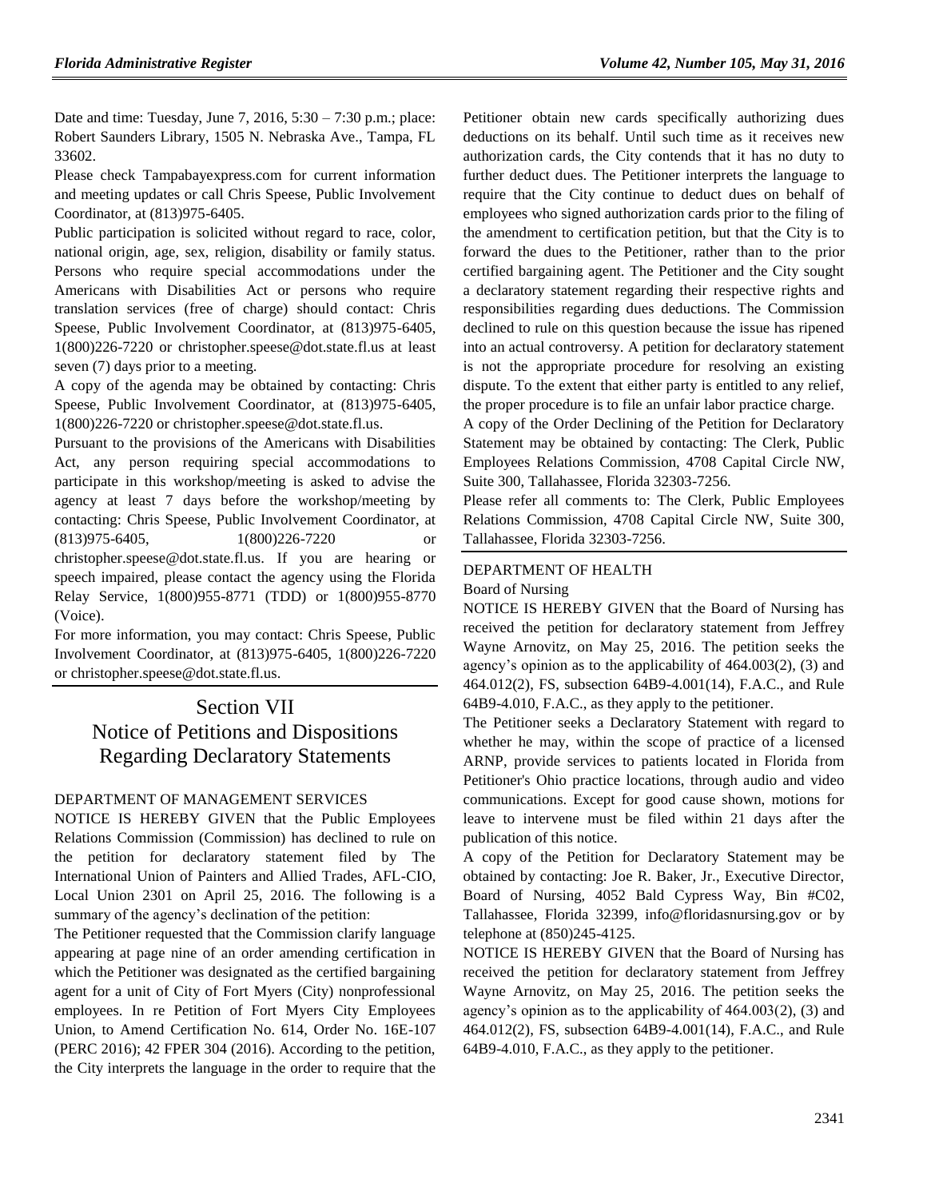Date and time: Tuesday, June 7, 2016, 5:30 – 7:30 p.m.; place: Robert Saunders Library, 1505 N. Nebraska Ave., Tampa, FL 33602.

Please check Tampabayexpress.com for current information and meeting updates or call Chris Speese, Public Involvement Coordinator, at (813)975-6405.

Public participation is solicited without regard to race, color, national origin, age, sex, religion, disability or family status. Persons who require special accommodations under the Americans with Disabilities Act or persons who require translation services (free of charge) should contact: Chris Speese, Public Involvement Coordinator, at (813)975-6405, 1(800)226-7220 or christopher.speese@dot.state.fl.us at least seven (7) days prior to a meeting.

A copy of the agenda may be obtained by contacting: Chris Speese, Public Involvement Coordinator, at (813)975-6405, 1(800)226-7220 or christopher.speese@dot.state.fl.us.

Pursuant to the provisions of the Americans with Disabilities Act, any person requiring special accommodations to participate in this workshop/meeting is asked to advise the agency at least 7 days before the workshop/meeting by contacting: Chris Speese, Public Involvement Coordinator, at (813)975-6405, 1(800)226-7220 or christopher.speese@dot.state.fl.us. If you are hearing or speech impaired, please contact the agency using the Florida Relay Service, 1(800)955-8771 (TDD) or 1(800)955-8770 (Voice).

For more information, you may contact: Chris Speese, Public Involvement Coordinator, at (813)975-6405, 1(800)226-7220 or christopher.speese@dot.state.fl.us.

# Section VII
# Notice of Petitions and Dispositions Regarding Declaratory Statements

DEPARTMENT OF MANAGEMENT SERVICES

NOTICE IS HEREBY GIVEN that the Public Employees Relations Commission (Commission) has declined to rule on the petition for declaratory statement filed by The International Union of Painters and Allied Trades, AFL-CIO, Local Union 2301 on April 25, 2016. The following is a summary of the agency's declination of the petition:

The Petitioner requested that the Commission clarify language appearing at page nine of an order amending certification in which the Petitioner was designated as the certified bargaining agent for a unit of City of Fort Myers (City) nonprofessional employees. In re Petition of Fort Myers City Employees Union, to Amend Certification No. 614, Order No. 16E-107 (PERC 2016); 42 FPER 304 (2016). According to the petition, the City interprets the language in the order to require that the Petitioner obtain new cards specifically authorizing dues deductions on its behalf. Until such time as it receives new authorization cards, the City contends that it has no duty to further deduct dues. The Petitioner interprets the language to require that the City continue to deduct dues on behalf of employees who signed authorization cards prior to the filing of the amendment to certification petition, but that the City is to forward the dues to the Petitioner, rather than to the prior certified bargaining agent. The Petitioner and the City sought a declaratory statement regarding their respective rights and responsibilities regarding dues deductions. The Commission declined to rule on this question because the issue has ripened into an actual controversy. A petition for declaratory statement is not the appropriate procedure for resolving an existing dispute. To the extent that either party is entitled to any relief, the proper procedure is to file an unfair labor practice charge.

A copy of the Order Declining of the Petition for Declaratory Statement may be obtained by contacting: The Clerk, Public Employees Relations Commission, 4708 Capital Circle NW, Suite 300, Tallahassee, Florida 32303-7256.

Please refer all comments to: The Clerk, Public Employees Relations Commission, 4708 Capital Circle NW, Suite 300, Tallahassee, Florida 32303-7256.

DEPARTMENT OF HEALTH

Board of Nursing

NOTICE IS HEREBY GIVEN that the Board of Nursing has received the petition for declaratory statement from Jeffrey Wayne Arnovitz, on May 25, 2016. The petition seeks the agency's opinion as to the applicability of 464.003(2), (3) and 464.012(2), FS, subsection 64B9-4.001(14), F.A.C., and Rule 64B9-4.010, F.A.C., as they apply to the petitioner.

The Petitioner seeks a Declaratory Statement with regard to whether he may, within the scope of practice of a licensed ARNP, provide services to patients located in Florida from Petitioner's Ohio practice locations, through audio and video communications. Except for good cause shown, motions for leave to intervene must be filed within 21 days after the publication of this notice.

A copy of the Petition for Declaratory Statement may be obtained by contacting: Joe R. Baker, Jr., Executive Director, Board of Nursing, 4052 Bald Cypress Way, Bin #C02, Tallahassee, Florida 32399, info@floridasnursing.gov or by telephone at (850)245-4125.

NOTICE IS HEREBY GIVEN that the Board of Nursing has received the petition for declaratory statement from Jeffrey Wayne Arnovitz, on May 25, 2016. The petition seeks the agency's opinion as to the applicability of 464.003(2), (3) and 464.012(2), FS, subsection 64B9-4.001(14), F.A.C., and Rule 64B9-4.010, F.A.C., as they apply to the petitioner.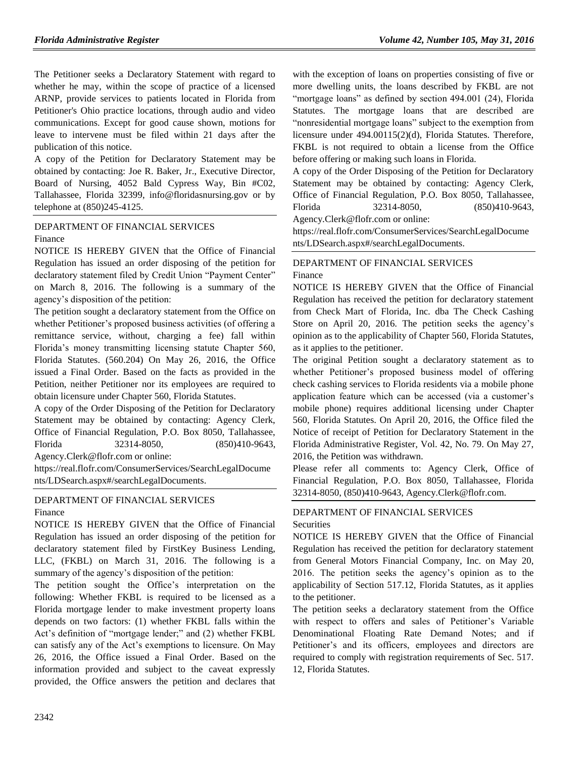The Petitioner seeks a Declaratory Statement with regard to whether he may, within the scope of practice of a licensed ARNP, provide services to patients located in Florida from Petitioner's Ohio practice locations, through audio and video communications. Except for good cause shown, motions for leave to intervene must be filed within 21 days after the publication of this notice.

A copy of the Petition for Declaratory Statement may be obtained by contacting: Joe R. Baker, Jr., Executive Director, Board of Nursing, 4052 Bald Cypress Way, Bin #C02, Tallahassee, Florida 32399, info@floridasnursing.gov or by telephone at (850)245-4125.

DEPARTMENT OF FINANCIAL SERVICES

Finance

NOTICE IS HEREBY GIVEN that the Office of Financial Regulation has issued an order disposing of the petition for declaratory statement filed by Credit Union "Payment Center" on March 8, 2016. The following is a summary of the agency's disposition of the petition:

The petition sought a declaratory statement from the Office on whether Petitioner's proposed business activities (of offering a remittance service, without, charging a fee) fall within Florida's money transmitting licensing statute Chapter 560, Florida Statutes. (560.204) On May 26, 2016, the Office issued a Final Order. Based on the facts as provided in the Petition, neither Petitioner nor its employees are required to obtain licensure under Chapter 560, Florida Statutes.

A copy of the Order Disposing of the Petition for Declaratory Statement may be obtained by contacting: Agency Clerk, Office of Financial Regulation, P.O. Box 8050, Tallahassee, Florida 32314-8050, (850)410-9643, Agency.Clerk@flofr.com or online: https://real.flofr.com/ConsumerServices/SearchLegalDocuments/LDSearch.aspx#/searchLegalDocuments.

DEPARTMENT OF FINANCIAL SERVICES

Finance

NOTICE IS HEREBY GIVEN that the Office of Financial Regulation has issued an order disposing of the petition for declaratory statement filed by FirstKey Business Lending, LLC, (FKBL) on March 31, 2016. The following is a summary of the agency's disposition of the petition:

The petition sought the Office's interpretation on the following: Whether FKBL is required to be licensed as a Florida mortgage lender to make investment property loans depends on two factors: (1) whether FKBL falls within the Act's definition of "mortgage lender;" and (2) whether FKBL can satisfy any of the Act's exemptions to licensure. On May 26, 2016, the Office issued a Final Order. Based on the information provided and subject to the caveat expressly provided, the Office answers the petition and declares that with the exception of loans on properties consisting of five or more dwelling units, the loans described by FKBL are not "mortgage loans" as defined by section 494.001 (24), Florida Statutes. The mortgage loans that are described are "nonresidential mortgage loans" subject to the exemption from licensure under 494.00115(2)(d), Florida Statutes. Therefore, FKBL is not required to obtain a license from the Office before offering or making such loans in Florida.

A copy of the Order Disposing of the Petition for Declaratory Statement may be obtained by contacting: Agency Clerk, Office of Financial Regulation, P.O. Box 8050, Tallahassee, Florida 32314-8050, (850)410-9643, Agency.Clerk@flofr.com or online: https://real.flofr.com/ConsumerServices/SearchLegalDocuments/LDSearch.aspx#/searchLegalDocuments.

DEPARTMENT OF FINANCIAL SERVICES

Finance

NOTICE IS HEREBY GIVEN that the Office of Financial Regulation has received the petition for declaratory statement from Check Mart of Florida, Inc. dba The Check Cashing Store on April 20, 2016. The petition seeks the agency's opinion as to the applicability of Chapter 560, Florida Statutes, as it applies to the petitioner.

The original Petition sought a declaratory statement as to whether Petitioner's proposed business model of offering check cashing services to Florida residents via a mobile phone application feature which can be accessed (via a customer's mobile phone) requires additional licensing under Chapter 560, Florida Statutes. On April 20, 2016, the Office filed the Notice of receipt of Petition for Declaratory Statement in the Florida Administrative Register, Vol. 42, No. 79. On May 27, 2016, the Petition was withdrawn.

Please refer all comments to: Agency Clerk, Office of Financial Regulation, P.O. Box 8050, Tallahassee, Florida 32314-8050, (850)410-9643, Agency.Clerk@flofr.com.

DEPARTMENT OF FINANCIAL SERVICES

Securities

NOTICE IS HEREBY GIVEN that the Office of Financial Regulation has received the petition for declaratory statement from General Motors Financial Company, Inc. on May 20, 2016. The petition seeks the agency's opinion as to the applicability of Section 517.12, Florida Statutes, as it applies to the petitioner.

The petition seeks a declaratory statement from the Office with respect to offers and sales of Petitioner's Variable Denominational Floating Rate Demand Notes; and if Petitioner's and its officers, employees and directors are required to comply with registration requirements of Sec. 517.12, Florida Statutes.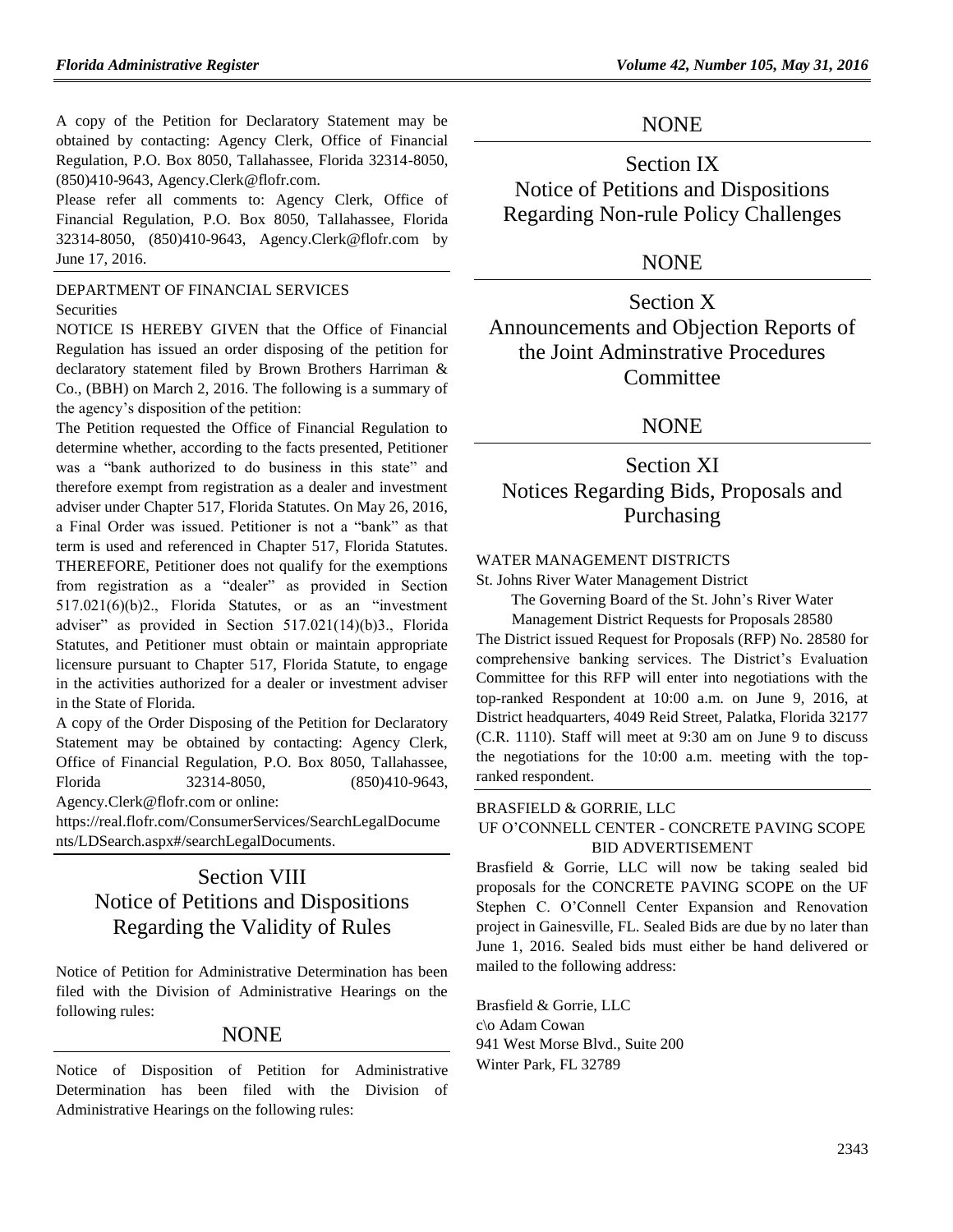A copy of the Petition for Declaratory Statement may be obtained by contacting: Agency Clerk, Office of Financial Regulation, P.O. Box 8050, Tallahassee, Florida 32314-8050, (850)410-9643, Agency.Clerk@flofr.com.

Please refer all comments to: Agency Clerk, Office of Financial Regulation, P.O. Box 8050, Tallahassee, Florida 32314-8050, (850)410-9643, Agency.Clerk@flofr.com by June 17, 2016.

DEPARTMENT OF FINANCIAL SERVICES

Securities

NOTICE IS HEREBY GIVEN that the Office of Financial Regulation has issued an order disposing of the petition for declaratory statement filed by Brown Brothers Harriman & Co., (BBH) on March 2, 2016. The following is a summary of the agency's disposition of the petition:

The Petition requested the Office of Financial Regulation to determine whether, according to the facts presented, Petitioner was a "bank authorized to do business in this state" and therefore exempt from registration as a dealer and investment adviser under Chapter 517, Florida Statutes. On May 26, 2016, a Final Order was issued. Petitioner is not a "bank" as that term is used and referenced in Chapter 517, Florida Statutes. THEREFORE, Petitioner does not qualify for the exemptions from registration as a "dealer" as provided in Section 517.021(6)(b)2., Florida Statutes, or as an "investment adviser" as provided in Section 517.021(14)(b)3., Florida Statutes, and Petitioner must obtain or maintain appropriate licensure pursuant to Chapter 517, Florida Statute, to engage in the activities authorized for a dealer or investment adviser in the State of Florida.

A copy of the Order Disposing of the Petition for Declaratory Statement may be obtained by contacting: Agency Clerk, Office of Financial Regulation, P.O. Box 8050, Tallahassee, Florida 32314-8050, (850)410-9643, Agency.Clerk@flofr.com or online: https://real.flofr.com/ConsumerServices/SearchLegalDocuments/LDSearch.aspx#/searchLegalDocuments.

# Section VIII Notice of Petitions and Dispositions Regarding the Validity of Rules

Notice of Petition for Administrative Determination has been filed with the Division of Administrative Hearings on the following rules:

NONE

Notice of Disposition of Petition for Administrative Determination has been filed with the Division of Administrative Hearings on the following rules:

NONE

# Section IX Notice of Petitions and Dispositions Regarding Non-rule Policy Challenges

NONE

# Section X Announcements and Objection Reports of the Joint Adminstrative Procedures Committee

NONE

# Section XI Notices Regarding Bids, Proposals and Purchasing

WATER MANAGEMENT DISTRICTS

St. Johns River Water Management District

The Governing Board of the St. John's River Water Management District Requests for Proposals 28580

The District issued Request for Proposals (RFP) No. 28580 for comprehensive banking services. The District's Evaluation Committee for this RFP will enter into negotiations with the top-ranked Respondent at 10:00 a.m. on June 9, 2016, at District headquarters, 4049 Reid Street, Palatka, Florida 32177 (C.R. 1110). Staff will meet at 9:30 am on June 9 to discuss the negotiations for the 10:00 a.m. meeting with the top-ranked respondent.

BRASFIELD & GORRIE, LLC

UF O'CONNELL CENTER - CONCRETE PAVING SCOPE BID ADVERTISEMENT

Brasfield & Gorrie, LLC will now be taking sealed bid proposals for the CONCRETE PAVING SCOPE on the UF Stephen C. O'Connell Center Expansion and Renovation project in Gainesville, FL. Sealed Bids are due by no later than June 1, 2016. Sealed bids must either be hand delivered or mailed to the following address:

Brasfield & Gorrie, LLC  
c\o Adam Cowan  
941 West Morse Blvd., Suite 200  
Winter Park, FL 32789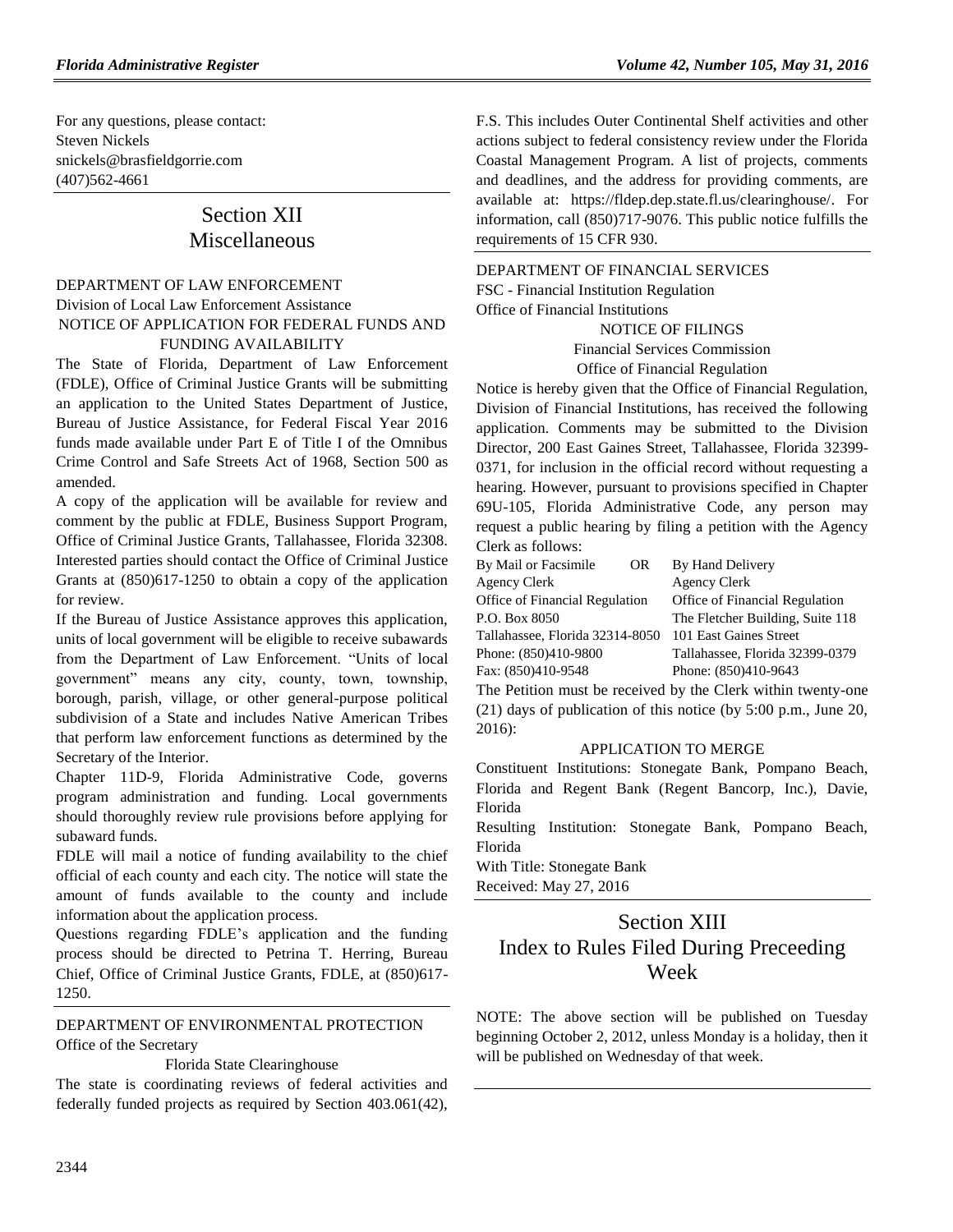For any questions, please contact:
Steven Nickels
snickels@brasfieldgorrie.com
(407)562-4661

# Section XII
# Miscellaneous

DEPARTMENT OF LAW ENFORCEMENT
Division of Local Law Enforcement Assistance

NOTICE OF APPLICATION FOR FEDERAL FUNDS AND FUNDING AVAILABILITY

The State of Florida, Department of Law Enforcement (FDLE), Office of Criminal Justice Grants will be submitting an application to the United States Department of Justice, Bureau of Justice Assistance, for Federal Fiscal Year 2016 funds made available under Part E of Title I of the Omnibus Crime Control and Safe Streets Act of 1968, Section 500 as amended.

A copy of the application will be available for review and comment by the public at FDLE, Business Support Program, Office of Criminal Justice Grants, Tallahassee, Florida 32308. Interested parties should contact the Office of Criminal Justice Grants at (850)617-1250 to obtain a copy of the application for review.

If the Bureau of Justice Assistance approves this application, units of local government will be eligible to receive subawards from the Department of Law Enforcement. "Units of local government" means any city, county, town, township, borough, parish, village, or other general-purpose political subdivision of a State and includes Native American Tribes that perform law enforcement functions as determined by the Secretary of the Interior.

Chapter 11D-9, Florida Administrative Code, governs program administration and funding. Local governments should thoroughly review rule provisions before applying for subaward funds.

FDLE will mail a notice of funding availability to the chief official of each county and each city. The notice will state the amount of funds available to the county and include information about the application process.

Questions regarding FDLE's application and the funding process should be directed to Petrina T. Herring, Bureau Chief, Office of Criminal Justice Grants, FDLE, at (850)617-1250.

DEPARTMENT OF ENVIRONMENTAL PROTECTION
Office of the Secretary

Florida State Clearinghouse

The state is coordinating reviews of federal activities and federally funded projects as required by Section 403.061(42), F.S. This includes Outer Continental Shelf activities and other actions subject to federal consistency review under the Florida Coastal Management Program. A list of projects, comments and deadlines, and the address for providing comments, are available at: https://fldep.dep.state.fl.us/clearinghouse/. For information, call (850)717-9076. This public notice fulfills the requirements of 15 CFR 930.

DEPARTMENT OF FINANCIAL SERVICES
FSC - Financial Institution Regulation
Office of Financial Institutions

NOTICE OF FILINGS
Financial Services Commission
Office of Financial Regulation

Notice is hereby given that the Office of Financial Regulation, Division of Financial Institutions, has received the following application. Comments may be submitted to the Division Director, 200 East Gaines Street, Tallahassee, Florida 32399-0371, for inclusion in the official record without requesting a hearing. However, pursuant to provisions specified in Chapter 69U-105, Florida Administrative Code, any person may request a public hearing by filing a petition with the Agency Clerk as follows:

| By Mail or Facsimile OR | By Hand Delivery |
|---|---|
| Agency Clerk | Agency Clerk |
| Office of Financial Regulation | Office of Financial Regulation |
| P.O. Box 8050 | The Fletcher Building, Suite 118 |
| Tallahassee, Florida 32314-8050 | 101 East Gaines Street |
| Phone: (850)410-9800 | Tallahassee, Florida 32399-0379 |
| Fax: (850)410-9548 | Phone: (850)410-9643 |

The Petition must be received by the Clerk within twenty-one (21) days of publication of this notice (by 5:00 p.m., June 20, 2016):

APPLICATION TO MERGE

Constituent Institutions: Stonegate Bank, Pompano Beach, Florida and Regent Bank (Regent Bancorp, Inc.), Davie, Florida

Resulting Institution: Stonegate Bank, Pompano Beach, Florida

With Title: Stonegate Bank

Received: May 27, 2016

# Section XIII
# Index to Rules Filed During Preceeding Week

NOTE: The above section will be published on Tuesday beginning October 2, 2012, unless Monday is a holiday, then it will be published on Wednesday of that week.